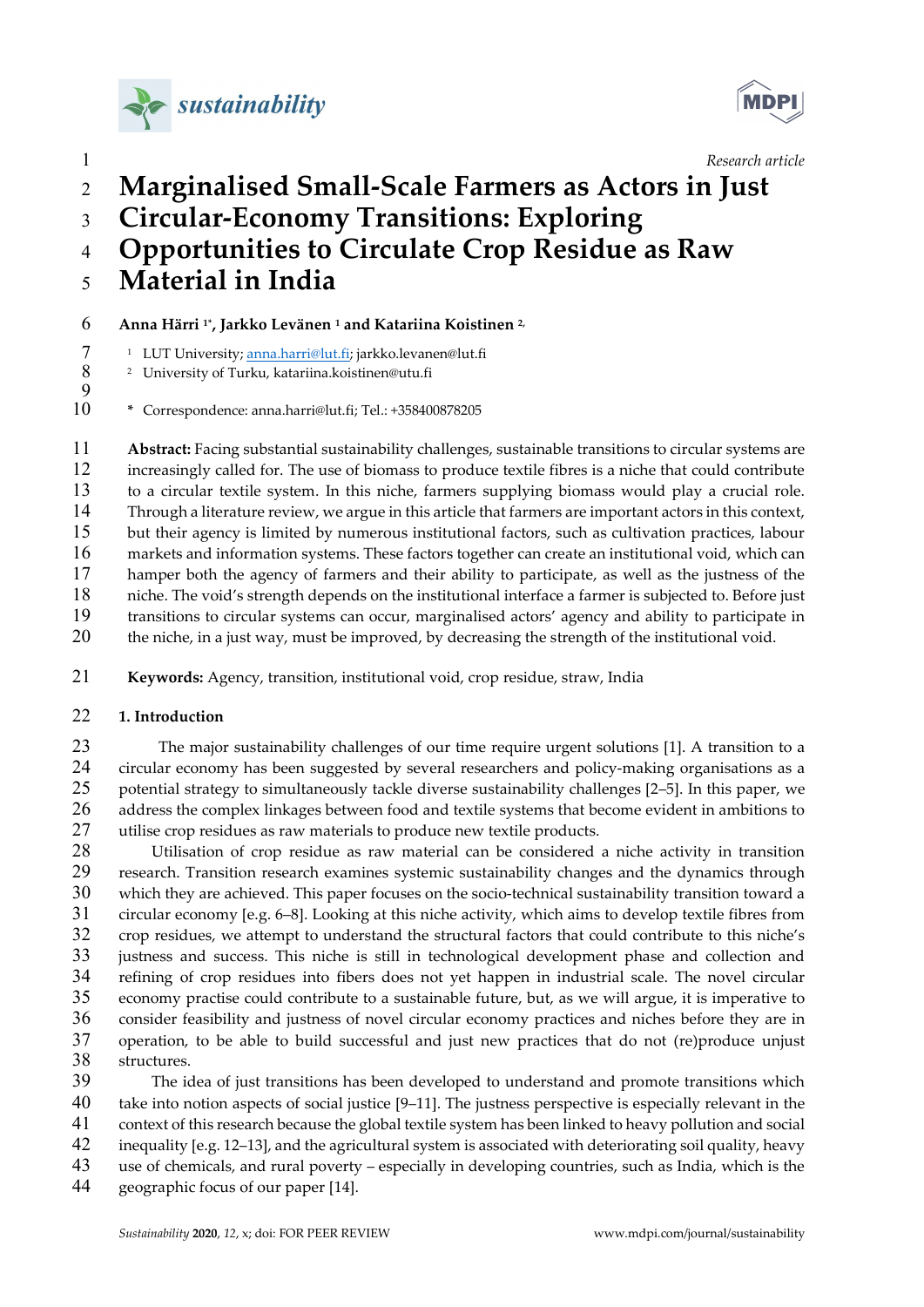Research article

# Marginalised Small-Scale Farmers as Actors in Just Circular-Economy Transitions: Exploring Opportunities to Circulate Crop Residue as Raw Material in India

**Anna Härri [1]*, Jarkko Levänen [1] and Katariina Koistinen [2],**

[1] LUT University; anna.harri@lut.fi; jarkko.levanen@lut.fi
[2] University of Turku, katariina.koistinen@utu.fi

\* Correspondence: anna.harri@lut.fi; Tel.: +358400878205

**Abstract:** Facing substantial sustainability challenges, sustainable transitions to circular systems are increasingly called for. The use of biomass to produce textile fibres is a niche that could contribute to a circular textile system. In this niche, farmers supplying biomass would play a crucial role. Through a literature review, we argue in this article that farmers are important actors in this context, but their agency is limited by numerous institutional factors, such as cultivation practices, labour markets and information systems. These factors together can create an institutional void, which can hamper both the agency of farmers and their ability to participate, as well as the justness of the niche. The void's strength depends on the institutional interface a farmer is subjected to. Before just transitions to circular systems can occur, marginalised actors' agency and ability to participate in the niche, in a just way, must be improved, by decreasing the strength of the institutional void.

**Keywords:** Agency, transition, institutional void, crop residue, straw, India

## 1. Introduction

The major sustainability challenges of our time require urgent solutions [1]. A transition to a circular economy has been suggested by several researchers and policy-making organisations as a potential strategy to simultaneously tackle diverse sustainability challenges [2–5]. In this paper, we address the complex linkages between food and textile systems that become evident in ambitions to utilise crop residues as raw materials to produce new textile products.

Utilisation of crop residue as raw material can be considered a niche activity in transition research. Transition research examines systemic sustainability changes and the dynamics through which they are achieved. This paper focuses on the socio-technical sustainability transition toward a circular economy [e.g. 6–8]. Looking at this niche activity, which aims to develop textile fibres from crop residues, we attempt to understand the structural factors that could contribute to this niche's justness and success. This niche is still in technological development phase and collection and refining of crop residues into fibers does not yet happen in industrial scale. The novel circular economy practise could contribute to a sustainable future, but, as we will argue, it is imperative to consider feasibility and justness of novel circular economy practices and niches before they are in operation, to be able to build successful and just new practices that do not (re)produce unjust structures.

The idea of just transitions has been developed to understand and promote transitions which take into notion aspects of social justice [9–11]. The justness perspective is especially relevant in the context of this research because the global textile system has been linked to heavy pollution and social inequality [e.g. 12–13], and the agricultural system is associated with deteriorating soil quality, heavy use of chemicals, and rural poverty – especially in developing countries, such as India, which is the geographic focus of our paper [14].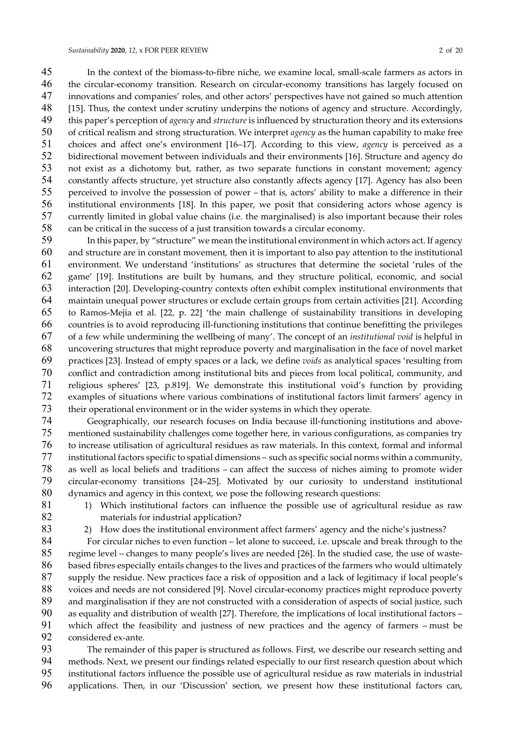In the context of the biomass-to-fibre niche, we examine local, small-scale farmers as actors in the circular-economy transition. Research on circular-economy transitions has largely focused on innovations and companies' roles, and other actors' perspectives have not gained so much attention [15]. Thus, the context under scrutiny underpins the notions of agency and structure. Accordingly, this paper's perception of *agency* and *structure* is influenced by structuration theory and its extensions of critical realism and strong structuration. We interpret *agency* as the human capability to make free choices and affect one's environment [16–17]. According to this view, *agency* is perceived as a bidirectional movement between individuals and their environments [16]. Structure and agency do not exist as a dichotomy but, rather, as two separate functions in constant movement; agency constantly affects structure, yet structure also constantly affects agency [17]. Agency has also been perceived to involve the possession of power – that is, actors' ability to make a difference in their institutional environments [18]. In this paper, we posit that considering actors whose agency is currently limited in global value chains (i.e. the marginalised) is also important because their roles can be critical in the success of a just transition towards a circular economy.

In this paper, by "structure" we mean the institutional environment in which actors act. If agency and structure are in constant movement, then it is important to also pay attention to the institutional environment. We understand 'institutions' as structures that determine the societal 'rules of the game' [19]. Institutions are built by humans, and they structure political, economic, and social interaction [20]. Developing-country contexts often exhibit complex institutional environments that maintain unequal power structures or exclude certain groups from certain activities [21]. According to Ramos-Mejia et al. [22, p. 22] 'the main challenge of sustainability transitions in developing countries is to avoid reproducing ill-functioning institutions that continue benefitting the privileges of a few while undermining the wellbeing of many'. The concept of an *institutional void* is helpful in uncovering structures that might reproduce poverty and marginalisation in the face of novel market practices [23]. Instead of empty spaces or a lack, we define *voids* as analytical spaces 'resulting from conflict and contradiction among institutional bits and pieces from local political, community, and religious spheres' [23, p.819]. We demonstrate this institutional void's function by providing examples of situations where various combinations of institutional factors limit farmers' agency in their operational environment or in the wider systems in which they operate.

Geographically, our research focuses on India because ill-functioning institutions and above-mentioned sustainability challenges come together here, in various configurations, as companies try to increase utilisation of agricultural residues as raw materials. In this context, formal and informal institutional factors specific to spatial dimensions – such as specific social norms within a community, as well as local beliefs and traditions – can affect the success of niches aiming to promote wider circular-economy transitions [24–25]. Motivated by our curiosity to understand institutional dynamics and agency in this context, we pose the following research questions:

1) Which institutional factors can influence the possible use of agricultural residue as raw materials for industrial application?
2) How does the institutional environment affect farmers' agency and the niche's justness?

For circular niches to even function – let alone to succeed, i.e. upscale and break through to the regime level – changes to many people's lives are needed [26]. In the studied case, the use of waste-based fibres especially entails changes to the lives and practices of the farmers who would ultimately supply the residue. New practices face a risk of opposition and a lack of legitimacy if local people's voices and needs are not considered [9]. Novel circular-economy practices might reproduce poverty and marginalisation if they are not constructed with a consideration of aspects of social justice, such as equality and distribution of wealth [27]. Therefore, the implications of local institutional factors – which affect the feasibility and justness of new practices and the agency of farmers – must be considered ex-ante.

The remainder of this paper is structured as follows. First, we describe our research setting and methods. Next, we present our findings related especially to our first research question about which institutional factors influence the possible use of agricultural residue as raw materials in industrial applications. Then, in our 'Discussion' section, we present how these institutional factors can,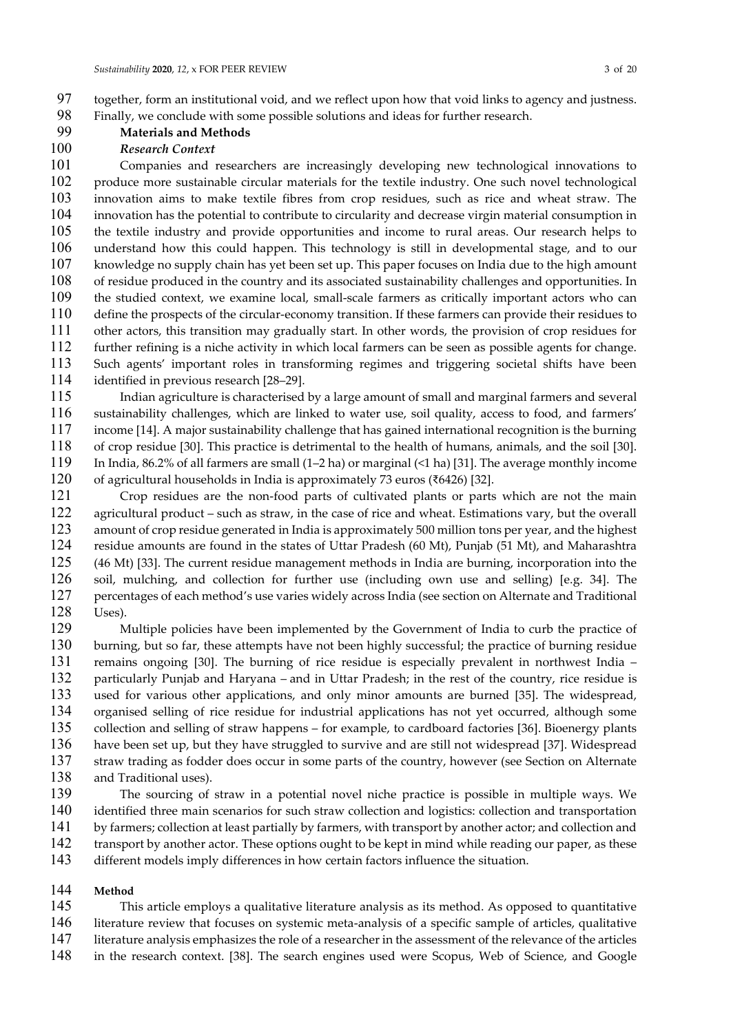together, form an institutional void, and we reflect upon how that void links to agency and justness. Finally, we conclude with some possible solutions and ideas for further research.

## Materials and Methods

### *Research Context*

Companies and researchers are increasingly developing new technological innovations to produce more sustainable circular materials for the textile industry. One such novel technological innovation aims to make textile fibres from crop residues, such as rice and wheat straw. The innovation has the potential to contribute to circularity and decrease virgin material consumption in the textile industry and provide opportunities and income to rural areas. Our research helps to understand how this could happen. This technology is still in developmental stage, and to our knowledge no supply chain has yet been set up. This paper focuses on India due to the high amount of residue produced in the country and its associated sustainability challenges and opportunities. In the studied context, we examine local, small-scale farmers as critically important actors who can define the prospects of the circular-economy transition. If these farmers can provide their residues to other actors, this transition may gradually start. In other words, the provision of crop residues for further refining is a niche activity in which local farmers can be seen as possible agents for change. Such agents' important roles in transforming regimes and triggering societal shifts have been identified in previous research [28–29].

Indian agriculture is characterised by a large amount of small and marginal farmers and several sustainability challenges, which are linked to water use, soil quality, access to food, and farmers' income [14]. A major sustainability challenge that has gained international recognition is the burning of crop residue [30]. This practice is detrimental to the health of humans, animals, and the soil [30]. In India, 86.2% of all farmers are small (1–2 ha) or marginal (<1 ha) [31]. The average monthly income of agricultural households in India is approximately 73 euros (₹6426) [32].

Crop residues are the non-food parts of cultivated plants or parts which are not the main agricultural product – such as straw, in the case of rice and wheat. Estimations vary, but the overall amount of crop residue generated in India is approximately 500 million tons per year, and the highest residue amounts are found in the states of Uttar Pradesh (60 Mt), Punjab (51 Mt), and Maharashtra (46 Mt) [33]. The current residue management methods in India are burning, incorporation into the soil, mulching, and collection for further use (including own use and selling) [e.g. 34]. The percentages of each method's use varies widely across India (see section on Alternate and Traditional Uses).

Multiple policies have been implemented by the Government of India to curb the practice of burning, but so far, these attempts have not been highly successful; the practice of burning residue remains ongoing [30]. The burning of rice residue is especially prevalent in northwest India – particularly Punjab and Haryana – and in Uttar Pradesh; in the rest of the country, rice residue is used for various other applications, and only minor amounts are burned [35]. The widespread, organised selling of rice residue for industrial applications has not yet occurred, although some collection and selling of straw happens – for example, to cardboard factories [36]. Bioenergy plants have been set up, but they have struggled to survive and are still not widespread [37]. Widespread straw trading as fodder does occur in some parts of the country, however (see Section on Alternate and Traditional uses).

The sourcing of straw in a potential novel niche practice is possible in multiple ways. We identified three main scenarios for such straw collection and logistics: collection and transportation by farmers; collection at least partially by farmers, with transport by another actor; and collection and transport by another actor. These options ought to be kept in mind while reading our paper, as these different models imply differences in how certain factors influence the situation.

### Method

This article employs a qualitative literature analysis as its method. As opposed to quantitative literature review that focuses on systemic meta-analysis of a specific sample of articles, qualitative literature analysis emphasizes the role of a researcher in the assessment of the relevance of the articles in the research context. [38]. The search engines used were Scopus, Web of Science, and Google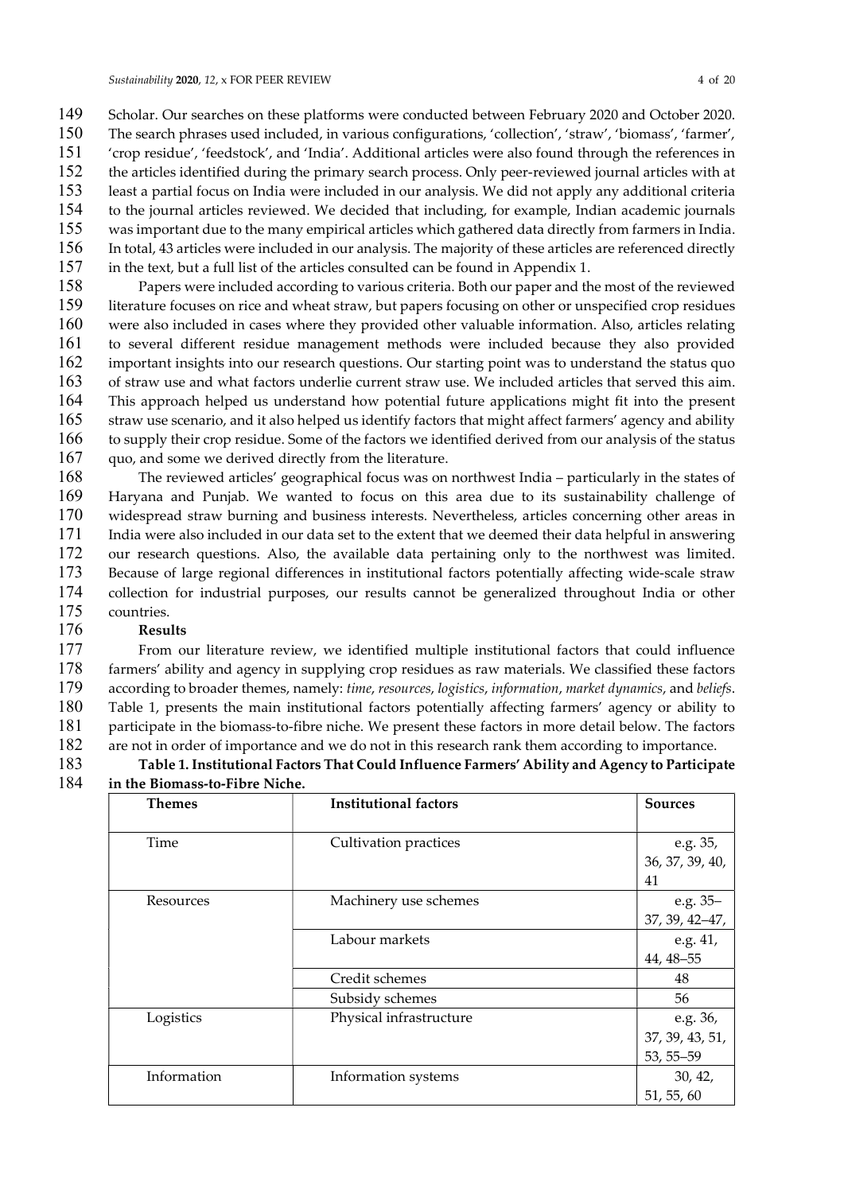Scholar. Our searches on these platforms were conducted between February 2020 and October 2020. The search phrases used included, in various configurations, 'collection', 'straw', 'biomass', 'farmer', 'crop residue', 'feedstock', and 'India'. Additional articles were also found through the references in the articles identified during the primary search process. Only peer-reviewed journal articles with at least a partial focus on India were included in our analysis. We did not apply any additional criteria to the journal articles reviewed. We decided that including, for example, Indian academic journals was important due to the many empirical articles which gathered data directly from farmers in India. In total, 43 articles were included in our analysis. The majority of these articles are referenced directly in the text, but a full list of the articles consulted can be found in Appendix 1.

Papers were included according to various criteria. Both our paper and the most of the reviewed literature focuses on rice and wheat straw, but papers focusing on other or unspecified crop residues were also included in cases where they provided other valuable information. Also, articles relating to several different residue management methods were included because they also provided important insights into our research questions. Our starting point was to understand the status quo of straw use and what factors underlie current straw use. We included articles that served this aim. This approach helped us understand how potential future applications might fit into the present straw use scenario, and it also helped us identify factors that might affect farmers' agency and ability to supply their crop residue. Some of the factors we identified derived from our analysis of the status quo, and some we derived directly from the literature.

The reviewed articles' geographical focus was on northwest India – particularly in the states of Haryana and Punjab. We wanted to focus on this area due to its sustainability challenge of widespread straw burning and business interests. Nevertheless, articles concerning other areas in India were also included in our data set to the extent that we deemed their data helpful in answering our research questions. Also, the available data pertaining only to the northwest was limited. Because of large regional differences in institutional factors potentially affecting wide-scale straw collection for industrial purposes, our results cannot be generalized throughout India or other countries.

## Results

From our literature review, we identified multiple institutional factors that could influence farmers' ability and agency in supplying crop residues as raw materials. We classified these factors according to broader themes, namely: *time*, *resources*, *logistics*, *information*, *market dynamics*, and *beliefs*. Table 1, presents the main institutional factors potentially affecting farmers' agency or ability to participate in the biomass-to-fibre niche. We present these factors in more detail below. The factors are not in order of importance and we do not in this research rank them according to importance.

**Table 1. Institutional Factors That Could Influence Farmers' Ability and Agency to Participate in the Biomass-to-Fibre Niche.**

| Themes | Institutional factors | Sources |
|---|---|---|
| Time | Cultivation practices | e.g. 35, 36, 37, 39, 40, 41 |
| Resources | Machinery use schemes | e.g. 35–37, 39, 42–47, |
| | Labour markets | e.g. 41, 44, 48–55 |
| | Credit schemes | 48 |
| | Subsidy schemes | 56 |
| Logistics | Physical infrastructure | e.g. 36, 37, 39, 43, 51, 53, 55–59 |
| Information | Information systems | 30, 42, 51, 55, 60 |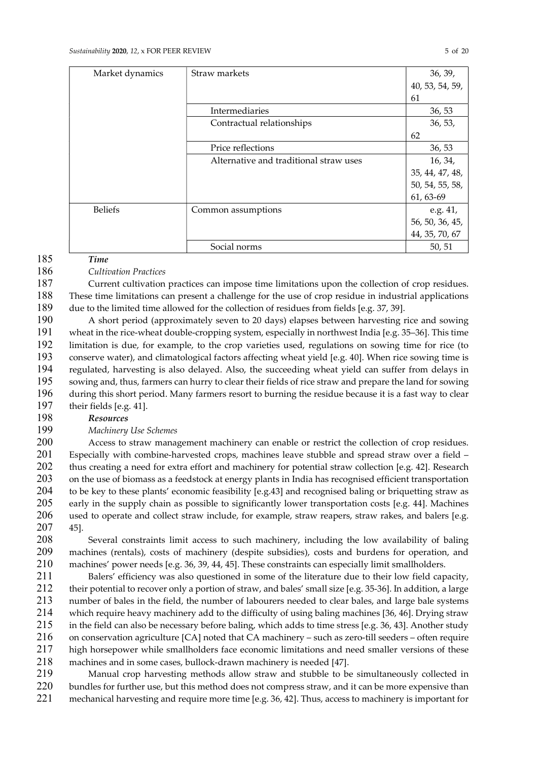| | | |
|---|---|---|
| Market dynamics | Straw markets | 36, 39, 40, 53, 54, 59, 61 |
| | Intermediaries | 36, 53 |
| | Contractual relationships | 36, 53, 62 |
| | Price reflections | 36, 53 |
| | Alternative and traditional straw uses | 16, 34, 35, 44, 47, 48, 50, 54, 55, 58, 61, 63-69 |
| Beliefs | Common assumptions | e.g. 41, 56, 50, 36, 45, 44, 35, 70, 67 |
| | Social norms | 50, 51 |

***Time***

*Cultivation Practices*

Current cultivation practices can impose time limitations upon the collection of crop residues. These time limitations can present a challenge for the use of crop residue in industrial applications due to the limited time allowed for the collection of residues from fields [e.g. 37, 39].

A short period (approximately seven to 20 days) elapses between harvesting rice and sowing wheat in the rice-wheat double-cropping system, especially in northwest India [e.g. 35–36]. This time limitation is due, for example, to the crop varieties used, regulations on sowing time for rice (to conserve water), and climatological factors affecting wheat yield [e.g. 40]. When rice sowing time is regulated, harvesting is also delayed. Also, the succeeding wheat yield can suffer from delays in sowing and, thus, farmers can hurry to clear their fields of rice straw and prepare the land for sowing during this short period. Many farmers resort to burning the residue because it is a fast way to clear their fields [e.g. 41].

***Resources***

*Machinery Use Schemes*

Access to straw management machinery can enable or restrict the collection of crop residues. Especially with combine-harvested crops, machines leave stubble and spread straw over a field – thus creating a need for extra effort and machinery for potential straw collection [e.g. 42]. Research on the use of biomass as a feedstock at energy plants in India has recognised efficient transportation to be key to these plants' economic feasibility [e.g.43] and recognised baling or briquetting straw as early in the supply chain as possible to significantly lower transportation costs [e.g. 44]. Machines used to operate and collect straw include, for example, straw reapers, straw rakes, and balers [e.g. 45].

Several constraints limit access to such machinery, including the low availability of baling machines (rentals), costs of machinery (despite subsidies), costs and burdens for operation, and machines' power needs [e.g. 36, 39, 44, 45]. These constraints can especially limit smallholders.

Balers' efficiency was also questioned in some of the literature due to their low field capacity, their potential to recover only a portion of straw, and bales' small size [e.g. 35-36]. In addition, a large number of bales in the field, the number of labourers needed to clear bales, and large bale systems which require heavy machinery add to the difficulty of using baling machines [36, 46]. Drying straw in the field can also be necessary before baling, which adds to time stress [e.g. 36, 43]. Another study on conservation agriculture [CA] noted that CA machinery – such as zero-till seeders – often require high horsepower while smallholders face economic limitations and need smaller versions of these machines and in some cases, bullock-drawn machinery is needed [47].

Manual crop harvesting methods allow straw and stubble to be simultaneously collected in bundles for further use, but this method does not compress straw, and it can be more expensive than mechanical harvesting and require more time [e.g. 36, 42]. Thus, access to machinery is important for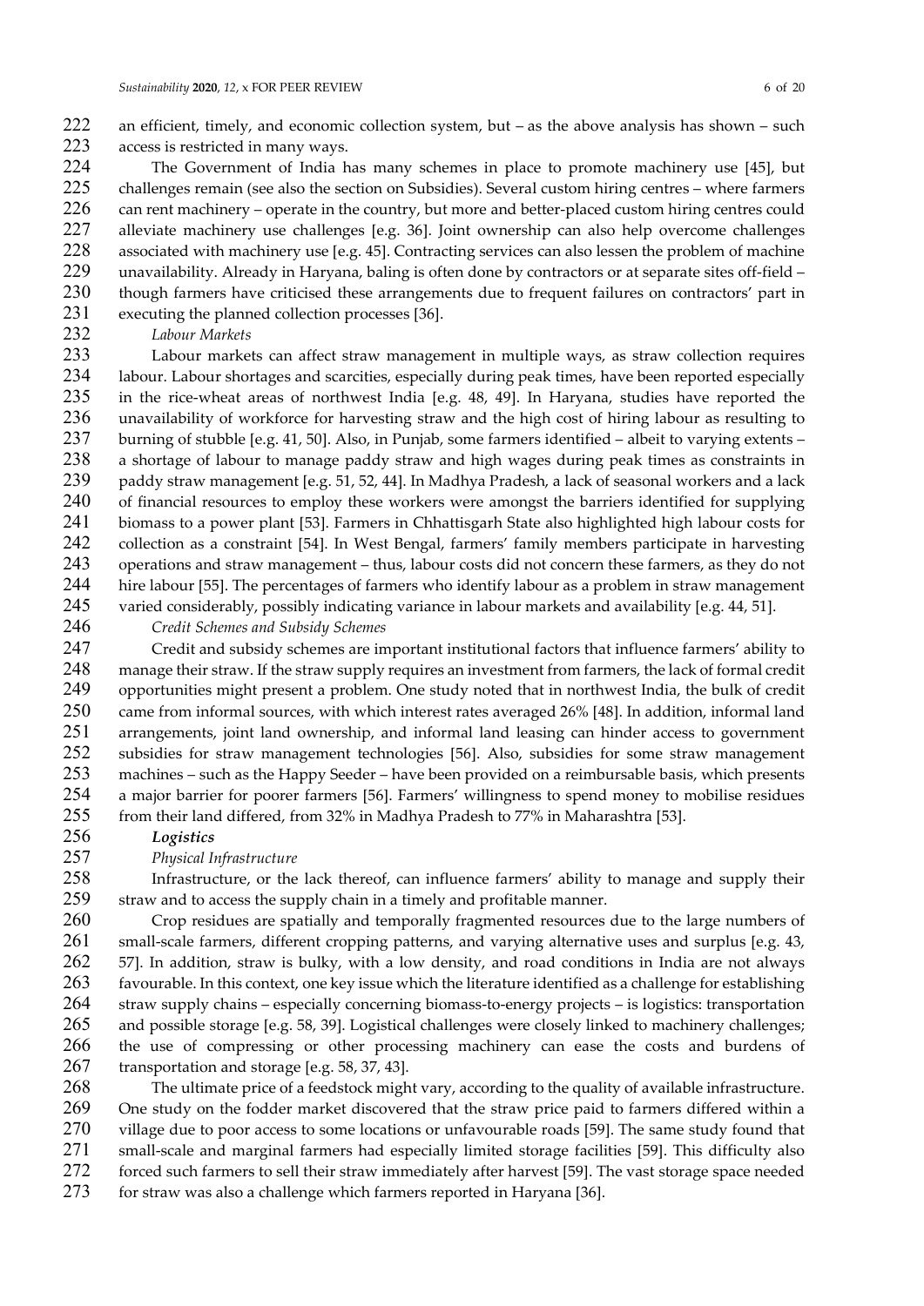an efficient, timely, and economic collection system, but – as the above analysis has shown – such access is restricted in many ways.

The Government of India has many schemes in place to promote machinery use [45], but challenges remain (see also the section on Subsidies). Several custom hiring centres – where farmers can rent machinery – operate in the country, but more and better-placed custom hiring centres could alleviate machinery use challenges [e.g. 36]. Joint ownership can also help overcome challenges associated with machinery use [e.g. 45]. Contracting services can also lessen the problem of machine unavailability. Already in Haryana, baling is often done by contractors or at separate sites off-field – though farmers have criticised these arrangements due to frequent failures on contractors' part in executing the planned collection processes [36].

*Labour Markets*

Labour markets can affect straw management in multiple ways, as straw collection requires labour. Labour shortages and scarcities, especially during peak times, have been reported especially in the rice-wheat areas of northwest India [e.g. 48, 49]. In Haryana, studies have reported the unavailability of workforce for harvesting straw and the high cost of hiring labour as resulting to burning of stubble [e.g. 41, 50]. Also, in Punjab, some farmers identified – albeit to varying extents – a shortage of labour to manage paddy straw and high wages during peak times as constraints in paddy straw management [e.g. 51, 52, 44]. In Madhya Pradesh, a lack of seasonal workers and a lack of financial resources to employ these workers were amongst the barriers identified for supplying biomass to a power plant [53]. Farmers in Chhattisgarh State also highlighted high labour costs for collection as a constraint [54]. In West Bengal, farmers' family members participate in harvesting operations and straw management – thus, labour costs did not concern these farmers, as they do not hire labour [55]. The percentages of farmers who identify labour as a problem in straw management varied considerably, possibly indicating variance in labour markets and availability [e.g. 44, 51].

*Credit Schemes and Subsidy Schemes*

Credit and subsidy schemes are important institutional factors that influence farmers' ability to manage their straw. If the straw supply requires an investment from farmers, the lack of formal credit opportunities might present a problem. One study noted that in northwest India, the bulk of credit came from informal sources, with which interest rates averaged 26% [48]. In addition, informal land arrangements, joint land ownership, and informal land leasing can hinder access to government subsidies for straw management technologies [56]. Also, subsidies for some straw management machines – such as the Happy Seeder – have been provided on a reimbursable basis, which presents a major barrier for poorer farmers [56]. Farmers' willingness to spend money to mobilise residues from their land differed, from 32% in Madhya Pradesh to 77% in Maharashtra [53].

***Logistics***

*Physical Infrastructure*

Infrastructure, or the lack thereof, can influence farmers' ability to manage and supply their straw and to access the supply chain in a timely and profitable manner.

Crop residues are spatially and temporally fragmented resources due to the large numbers of small-scale farmers, different cropping patterns, and varying alternative uses and surplus [e.g. 43, 57]. In addition, straw is bulky, with a low density, and road conditions in India are not always favourable. In this context, one key issue which the literature identified as a challenge for establishing straw supply chains – especially concerning biomass-to-energy projects – is logistics: transportation and possible storage [e.g. 58, 39]. Logistical challenges were closely linked to machinery challenges; the use of compressing or other processing machinery can ease the costs and burdens of transportation and storage [e.g. 58, 37, 43].

The ultimate price of a feedstock might vary, according to the quality of available infrastructure. One study on the fodder market discovered that the straw price paid to farmers differed within a village due to poor access to some locations or unfavourable roads [59]. The same study found that small-scale and marginal farmers had especially limited storage facilities [59]. This difficulty also forced such farmers to sell their straw immediately after harvest [59]. The vast storage space needed for straw was also a challenge which farmers reported in Haryana [36].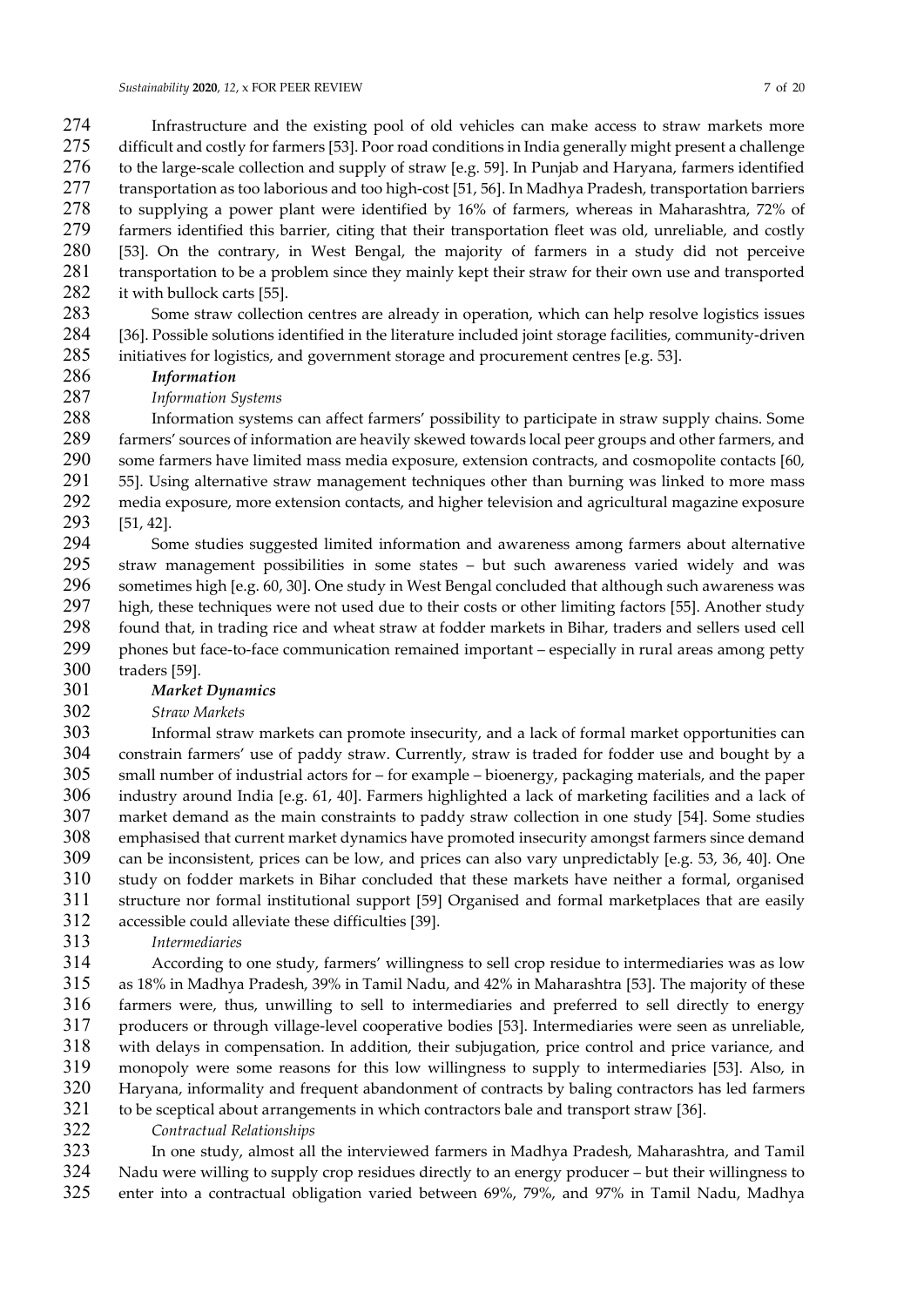Infrastructure and the existing pool of old vehicles can make access to straw markets more difficult and costly for farmers [53]. Poor road conditions in India generally might present a challenge to the large-scale collection and supply of straw [e.g. 59]. In Punjab and Haryana, farmers identified transportation as too laborious and too high-cost [51, 56]. In Madhya Pradesh, transportation barriers to supplying a power plant were identified by 16% of farmers, whereas in Maharashtra, 72% of farmers identified this barrier, citing that their transportation fleet was old, unreliable, and costly [53]. On the contrary, in West Bengal, the majority of farmers in a study did not perceive transportation to be a problem since they mainly kept their straw for their own use and transported it with bullock carts [55].

Some straw collection centres are already in operation, which can help resolve logistics issues [36]. Possible solutions identified in the literature included joint storage facilities, community-driven initiatives for logistics, and government storage and procurement centres [e.g. 53].

***Information***

*Information Systems*

Information systems can affect farmers' possibility to participate in straw supply chains. Some farmers' sources of information are heavily skewed towards local peer groups and other farmers, and some farmers have limited mass media exposure, extension contracts, and cosmopolite contacts [60, 55]. Using alternative straw management techniques other than burning was linked to more mass media exposure, more extension contacts, and higher television and agricultural magazine exposure [51, 42].

Some studies suggested limited information and awareness among farmers about alternative straw management possibilities in some states – but such awareness varied widely and was sometimes high [e.g. 60, 30]. One study in West Bengal concluded that although such awareness was high, these techniques were not used due to their costs or other limiting factors [55]. Another study found that, in trading rice and wheat straw at fodder markets in Bihar, traders and sellers used cell phones but face-to-face communication remained important – especially in rural areas among petty traders [59].

***Market Dynamics***

*Straw Markets*

Informal straw markets can promote insecurity, and a lack of formal market opportunities can constrain farmers' use of paddy straw. Currently, straw is traded for fodder use and bought by a small number of industrial actors for – for example – bioenergy, packaging materials, and the paper industry around India [e.g. 61, 40]. Farmers highlighted a lack of marketing facilities and a lack of market demand as the main constraints to paddy straw collection in one study [54]. Some studies emphasised that current market dynamics have promoted insecurity amongst farmers since demand can be inconsistent, prices can be low, and prices can also vary unpredictably [e.g. 53, 36, 40]. One study on fodder markets in Bihar concluded that these markets have neither a formal, organised structure nor formal institutional support [59] Organised and formal marketplaces that are easily accessible could alleviate these difficulties [39].

*Intermediaries*

According to one study, farmers' willingness to sell crop residue to intermediaries was as low as 18% in Madhya Pradesh, 39% in Tamil Nadu, and 42% in Maharashtra [53]. The majority of these farmers were, thus, unwilling to sell to intermediaries and preferred to sell directly to energy producers or through village-level cooperative bodies [53]. Intermediaries were seen as unreliable, with delays in compensation. In addition, their subjugation, price control and price variance, and monopoly were some reasons for this low willingness to supply to intermediaries [53]. Also, in Haryana, informality and frequent abandonment of contracts by baling contractors has led farmers to be sceptical about arrangements in which contractors bale and transport straw [36].

*Contractual Relationships*

In one study, almost all the interviewed farmers in Madhya Pradesh, Maharashtra, and Tamil Nadu were willing to supply crop residues directly to an energy producer – but their willingness to enter into a contractual obligation varied between 69%, 79%, and 97% in Tamil Nadu, Madhya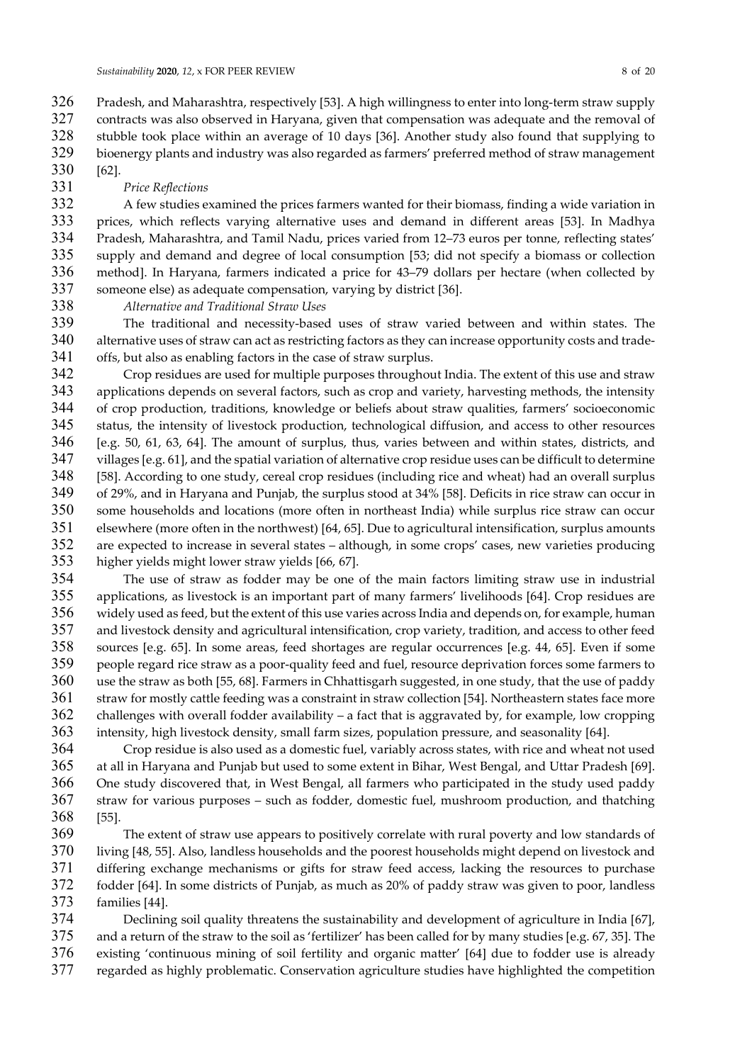Pradesh, and Maharashtra, respectively [53]. A high willingness to enter into long-term straw supply contracts was also observed in Haryana, given that compensation was adequate and the removal of stubble took place within an average of 10 days [36]. Another study also found that supplying to bioenergy plants and industry was also regarded as farmers' preferred method of straw management [62].

*Price Reflections*

A few studies examined the prices farmers wanted for their biomass, finding a wide variation in prices, which reflects varying alternative uses and demand in different areas [53]. In Madhya Pradesh, Maharashtra, and Tamil Nadu, prices varied from 12–73 euros per tonne, reflecting states' supply and demand and degree of local consumption [53; did not specify a biomass or collection method]. In Haryana, farmers indicated a price for 43–79 dollars per hectare (when collected by someone else) as adequate compensation, varying by district [36].

*Alternative and Traditional Straw Uses*

The traditional and necessity-based uses of straw varied between and within states. The alternative uses of straw can act as restricting factors as they can increase opportunity costs and trade-offs, but also as enabling factors in the case of straw surplus.

Crop residues are used for multiple purposes throughout India. The extent of this use and straw applications depends on several factors, such as crop and variety, harvesting methods, the intensity of crop production, traditions, knowledge or beliefs about straw qualities, farmers' socioeconomic status, the intensity of livestock production, technological diffusion, and access to other resources [e.g. 50, 61, 63, 64]. The amount of surplus, thus, varies between and within states, districts, and villages [e.g. 61], and the spatial variation of alternative crop residue uses can be difficult to determine [58]. According to one study, cereal crop residues (including rice and wheat) had an overall surplus of 29%, and in Haryana and Punjab, the surplus stood at 34% [58]. Deficits in rice straw can occur in some households and locations (more often in northeast India) while surplus rice straw can occur elsewhere (more often in the northwest) [64, 65]. Due to agricultural intensification, surplus amounts are expected to increase in several states – although, in some crops' cases, new varieties producing higher yields might lower straw yields [66, 67].

The use of straw as fodder may be one of the main factors limiting straw use in industrial applications, as livestock is an important part of many farmers' livelihoods [64]. Crop residues are widely used as feed, but the extent of this use varies across India and depends on, for example, human and livestock density and agricultural intensification, crop variety, tradition, and access to other feed sources [e.g. 65]. In some areas, feed shortages are regular occurrences [e.g. 44, 65]. Even if some people regard rice straw as a poor-quality feed and fuel, resource deprivation forces some farmers to use the straw as both [55, 68]. Farmers in Chhattisgarh suggested, in one study, that the use of paddy straw for mostly cattle feeding was a constraint in straw collection [54]. Northeastern states face more challenges with overall fodder availability – a fact that is aggravated by, for example, low cropping intensity, high livestock density, small farm sizes, population pressure, and seasonality [64].

Crop residue is also used as a domestic fuel, variably across states, with rice and wheat not used at all in Haryana and Punjab but used to some extent in Bihar, West Bengal, and Uttar Pradesh [69]. One study discovered that, in West Bengal, all farmers who participated in the study used paddy straw for various purposes – such as fodder, domestic fuel, mushroom production, and thatching [55].

The extent of straw use appears to positively correlate with rural poverty and low standards of living [48, 55]. Also, landless households and the poorest households might depend on livestock and differing exchange mechanisms or gifts for straw feed access, lacking the resources to purchase fodder [64]. In some districts of Punjab, as much as 20% of paddy straw was given to poor, landless families [44].

Declining soil quality threatens the sustainability and development of agriculture in India [67], and a return of the straw to the soil as 'fertilizer' has been called for by many studies [e.g. 67, 35]. The existing 'continuous mining of soil fertility and organic matter' [64] due to fodder use is already regarded as highly problematic. Conservation agriculture studies have highlighted the competition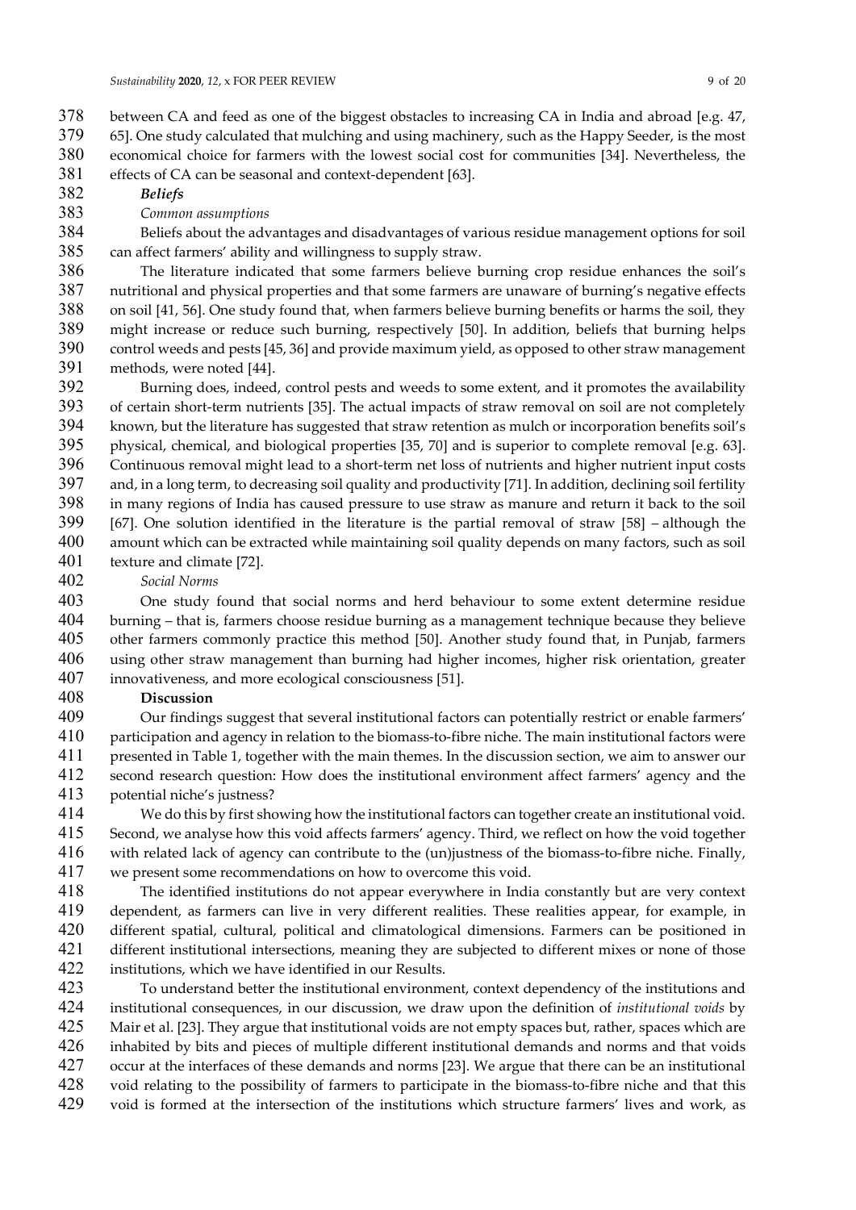between CA and feed as one of the biggest obstacles to increasing CA in India and abroad [e.g. 47, 65]. One study calculated that mulching and using machinery, such as the Happy Seeder, is the most economical choice for farmers with the lowest social cost for communities [34]. Nevertheless, the effects of CA can be seasonal and context-dependent [63].

***Beliefs***

*Common assumptions*

Beliefs about the advantages and disadvantages of various residue management options for soil can affect farmers' ability and willingness to supply straw.

The literature indicated that some farmers believe burning crop residue enhances the soil's nutritional and physical properties and that some farmers are unaware of burning's negative effects on soil [41, 56]. One study found that, when farmers believe burning benefits or harms the soil, they might increase or reduce such burning, respectively [50]. In addition, beliefs that burning helps control weeds and pests [45, 36] and provide maximum yield, as opposed to other straw management methods, were noted [44].

Burning does, indeed, control pests and weeds to some extent, and it promotes the availability of certain short-term nutrients [35]. The actual impacts of straw removal on soil are not completely known, but the literature has suggested that straw retention as mulch or incorporation benefits soil's physical, chemical, and biological properties [35, 70] and is superior to complete removal [e.g. 63]. Continuous removal might lead to a short-term net loss of nutrients and higher nutrient input costs and, in a long term, to decreasing soil quality and productivity [71]. In addition, declining soil fertility in many regions of India has caused pressure to use straw as manure and return it back to the soil [67]. One solution identified in the literature is the partial removal of straw [58] – although the amount which can be extracted while maintaining soil quality depends on many factors, such as soil texture and climate [72].

*Social Norms*

One study found that social norms and herd behaviour to some extent determine residue burning – that is, farmers choose residue burning as a management technique because they believe other farmers commonly practice this method [50]. Another study found that, in Punjab, farmers using other straw management than burning had higher incomes, higher risk orientation, greater innovativeness, and more ecological consciousness [51].

**Discussion**

Our findings suggest that several institutional factors can potentially restrict or enable farmers' participation and agency in relation to the biomass-to-fibre niche. The main institutional factors were presented in Table 1, together with the main themes. In the discussion section, we aim to answer our second research question: How does the institutional environment affect farmers' agency and the potential niche's justness?

We do this by first showing how the institutional factors can together create an institutional void. Second, we analyse how this void affects farmers' agency. Third, we reflect on how the void together with related lack of agency can contribute to the (un)justness of the biomass-to-fibre niche. Finally, we present some recommendations on how to overcome this void.

The identified institutions do not appear everywhere in India constantly but are very context dependent, as farmers can live in very different realities. These realities appear, for example, in different spatial, cultural, political and climatological dimensions. Farmers can be positioned in different institutional intersections, meaning they are subjected to different mixes or none of those institutions, which we have identified in our Results.

To understand better the institutional environment, context dependency of the institutions and institutional consequences, in our discussion, we draw upon the definition of *institutional voids* by Mair et al. [23]. They argue that institutional voids are not empty spaces but, rather, spaces which are inhabited by bits and pieces of multiple different institutional demands and norms and that voids occur at the interfaces of these demands and norms [23]. We argue that there can be an institutional void relating to the possibility of farmers to participate in the biomass-to-fibre niche and that this void is formed at the intersection of the institutions which structure farmers' lives and work, as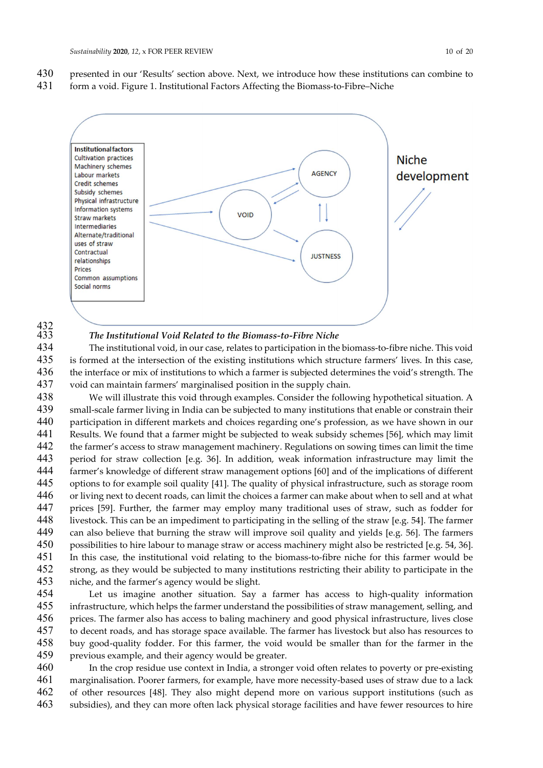presented in our 'Results' section above. Next, we introduce how these institutions can combine to form a void. Figure 1. Institutional Factors Affecting the Biomass-to-Fibre–Niche

### *The Institutional Void Related to the Biomass-to-Fibre Niche*

The institutional void, in our case, relates to participation in the biomass-to-fibre niche. This void is formed at the intersection of the existing institutions which structure farmers' lives. In this case, the interface or mix of institutions to which a farmer is subjected determines the void's strength. The void can maintain farmers' marginalised position in the supply chain.

We will illustrate this void through examples. Consider the following hypothetical situation. A small-scale farmer living in India can be subjected to many institutions that enable or constrain their participation in different markets and choices regarding one's profession, as we have shown in our Results. We found that a farmer might be subjected to weak subsidy schemes [56], which may limit the farmer's access to straw management machinery. Regulations on sowing times can limit the time period for straw collection [e.g. 36]. In addition, weak information infrastructure may limit the farmer's knowledge of different straw management options [60] and of the implications of different options to for example soil quality [41]. The quality of physical infrastructure, such as storage room or living next to decent roads, can limit the choices a farmer can make about when to sell and at what prices [59]. Further, the farmer may employ many traditional uses of straw, such as fodder for livestock. This can be an impediment to participating in the selling of the straw [e.g. 54]. The farmer can also believe that burning the straw will improve soil quality and yields [e.g. 56]. The farmers possibilities to hire labour to manage straw or access machinery might also be restricted [e.g. 54, 36]. In this case, the institutional void relating to the biomass-to-fibre niche for this farmer would be strong, as they would be subjected to many institutions restricting their ability to participate in the niche, and the farmer's agency would be slight.

Let us imagine another situation. Say a farmer has access to high-quality information infrastructure, which helps the farmer understand the possibilities of straw management, selling, and prices. The farmer also has access to baling machinery and good physical infrastructure, lives close to decent roads, and has storage space available. The farmer has livestock but also has resources to buy good-quality fodder. For this farmer, the void would be smaller than for the farmer in the previous example, and their agency would be greater.

In the crop residue use context in India, a stronger void often relates to poverty or pre-existing marginalisation. Poorer farmers, for example, have more necessity-based uses of straw due to a lack of other resources [48]. They also might depend more on various support institutions (such as subsidies), and they can more often lack physical storage facilities and have fewer resources to hire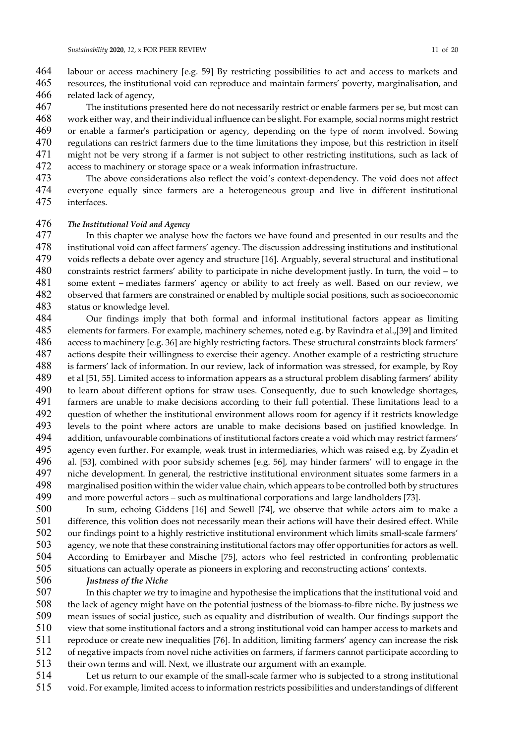labour or access machinery [e.g. 59] By restricting possibilities to act and access to markets and resources, the institutional void can reproduce and maintain farmers' poverty, marginalisation, and related lack of agency,

The institutions presented here do not necessarily restrict or enable farmers per se, but most can work either way, and their individual influence can be slight. For example, social norms might restrict or enable a farmer's participation or agency, depending on the type of norm involved. Sowing regulations can restrict farmers due to the time limitations they impose, but this restriction in itself might not be very strong if a farmer is not subject to other restricting institutions, such as lack of access to machinery or storage space or a weak information infrastructure.

The above considerations also reflect the void's context-dependency. The void does not affect everyone equally since farmers are a heterogeneous group and live in different institutional interfaces.

***The Institutional Void and Agency***

In this chapter we analyse how the factors we have found and presented in our results and the institutional void can affect farmers' agency. The discussion addressing institutions and institutional voids reflects a debate over agency and structure [16]. Arguably, several structural and institutional constraints restrict farmers' ability to participate in niche development justly. In turn, the void – to some extent – mediates farmers' agency or ability to act freely as well. Based on our review, we observed that farmers are constrained or enabled by multiple social positions, such as socioeconomic status or knowledge level.

Our findings imply that both formal and informal institutional factors appear as limiting elements for farmers. For example, machinery schemes, noted e.g. by Ravindra et al.,[39] and limited access to machinery [e.g. 36] are highly restricting factors. These structural constraints block farmers' actions despite their willingness to exercise their agency. Another example of a restricting structure is farmers' lack of information. In our review, lack of information was stressed, for example, by Roy et al [51, 55]. Limited access to information appears as a structural problem disabling farmers' ability to learn about different options for straw uses. Consequently, due to such knowledge shortages, farmers are unable to make decisions according to their full potential. These limitations lead to a question of whether the institutional environment allows room for agency if it restricts knowledge levels to the point where actors are unable to make decisions based on justified knowledge. In addition, unfavourable combinations of institutional factors create a void which may restrict farmers' agency even further. For example, weak trust in intermediaries, which was raised e.g. by Zyadin et al. [53], combined with poor subsidy schemes [e.g. 56], may hinder farmers' will to engage in the niche development. In general, the restrictive institutional environment situates some farmers in a marginalised position within the wider value chain, which appears to be controlled both by structures and more powerful actors – such as multinational corporations and large landholders [73].

In sum, echoing Giddens [16] and Sewell [74], we observe that while actors aim to make a difference, this volition does not necessarily mean their actions will have their desired effect. While our findings point to a highly restrictive institutional environment which limits small-scale farmers' agency, we note that these constraining institutional factors may offer opportunities for actors as well. According to Emirbayer and Mische [75], actors who feel restricted in confronting problematic situations can actually operate as pioneers in exploring and reconstructing actions' contexts.

***Justness of the Niche***

In this chapter we try to imagine and hypothesise the implications that the institutional void and the lack of agency might have on the potential justness of the biomass-to-fibre niche. By justness we mean issues of social justice, such as equality and distribution of wealth. Our findings support the view that some institutional factors and a strong institutional void can hamper access to markets and reproduce or create new inequalities [76]. In addition, limiting farmers' agency can increase the risk of negative impacts from novel niche activities on farmers, if farmers cannot participate according to their own terms and will. Next, we illustrate our argument with an example.

Let us return to our example of the small-scale farmer who is subjected to a strong institutional void. For example, limited access to information restricts possibilities and understandings of different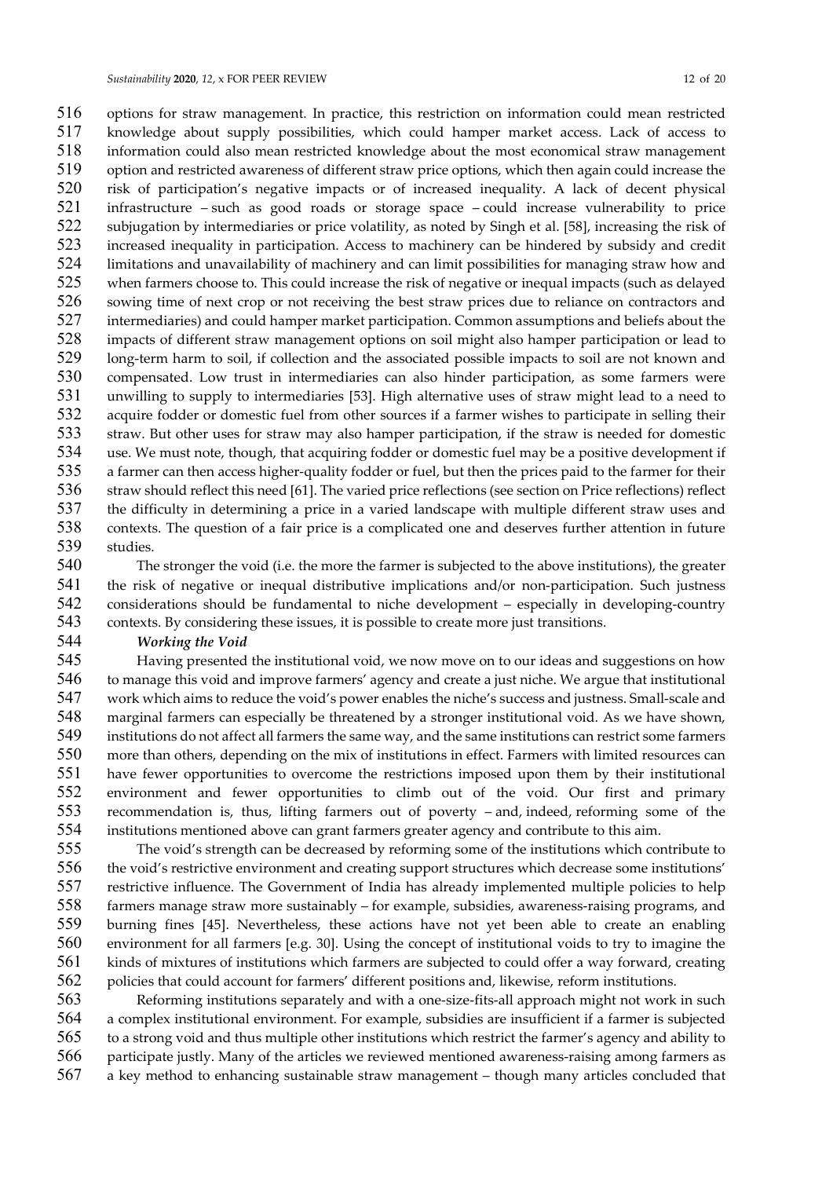options for straw management. In practice, this restriction on information could mean restricted knowledge about supply possibilities, which could hamper market access. Lack of access to information could also mean restricted knowledge about the most economical straw management option and restricted awareness of different straw price options, which then again could increase the risk of participation's negative impacts or of increased inequality. A lack of decent physical infrastructure – such as good roads or storage space – could increase vulnerability to price subjugation by intermediaries or price volatility, as noted by Singh et al. [58], increasing the risk of increased inequality in participation. Access to machinery can be hindered by subsidy and credit limitations and unavailability of machinery and can limit possibilities for managing straw how and when farmers choose to. This could increase the risk of negative or inequal impacts (such as delayed sowing time of next crop or not receiving the best straw prices due to reliance on contractors and intermediaries) and could hamper market participation. Common assumptions and beliefs about the impacts of different straw management options on soil might also hamper participation or lead to long-term harm to soil, if collection and the associated possible impacts to soil are not known and compensated. Low trust in intermediaries can also hinder participation, as some farmers were unwilling to supply to intermediaries [53]. High alternative uses of straw might lead to a need to acquire fodder or domestic fuel from other sources if a farmer wishes to participate in selling their straw. But other uses for straw may also hamper participation, if the straw is needed for domestic use. We must note, though, that acquiring fodder or domestic fuel may be a positive development if a farmer can then access higher-quality fodder or fuel, but then the prices paid to the farmer for their straw should reflect this need [61]. The varied price reflections (see section on Price reflections) reflect the difficulty in determining a price in a varied landscape with multiple different straw uses and contexts. The question of a fair price is a complicated one and deserves further attention in future studies.

The stronger the void (i.e. the more the farmer is subjected to the above institutions), the greater the risk of negative or inequal distributive implications and/or non-participation. Such justness considerations should be fundamental to niche development – especially in developing-country contexts. By considering these issues, it is possible to create more just transitions.

***Working the Void***

Having presented the institutional void, we now move on to our ideas and suggestions on how to manage this void and improve farmers' agency and create a just niche. We argue that institutional work which aims to reduce the void's power enables the niche's success and justness. Small-scale and marginal farmers can especially be threatened by a stronger institutional void. As we have shown, institutions do not affect all farmers the same way, and the same institutions can restrict some farmers more than others, depending on the mix of institutions in effect. Farmers with limited resources can have fewer opportunities to overcome the restrictions imposed upon them by their institutional environment and fewer opportunities to climb out of the void. Our first and primary recommendation is, thus, lifting farmers out of poverty – and, indeed, reforming some of the institutions mentioned above can grant farmers greater agency and contribute to this aim.

The void's strength can be decreased by reforming some of the institutions which contribute to the void's restrictive environment and creating support structures which decrease some institutions' restrictive influence. The Government of India has already implemented multiple policies to help farmers manage straw more sustainably – for example, subsidies, awareness-raising programs, and burning fines [45]. Nevertheless, these actions have not yet been able to create an enabling environment for all farmers [e.g. 30]. Using the concept of institutional voids to try to imagine the kinds of mixtures of institutions which farmers are subjected to could offer a way forward, creating policies that could account for farmers' different positions and, likewise, reform institutions.

Reforming institutions separately and with a one-size-fits-all approach might not work in such a complex institutional environment. For example, subsidies are insufficient if a farmer is subjected to a strong void and thus multiple other institutions which restrict the farmer's agency and ability to participate justly. Many of the articles we reviewed mentioned awareness-raising among farmers as a key method to enhancing sustainable straw management – though many articles concluded that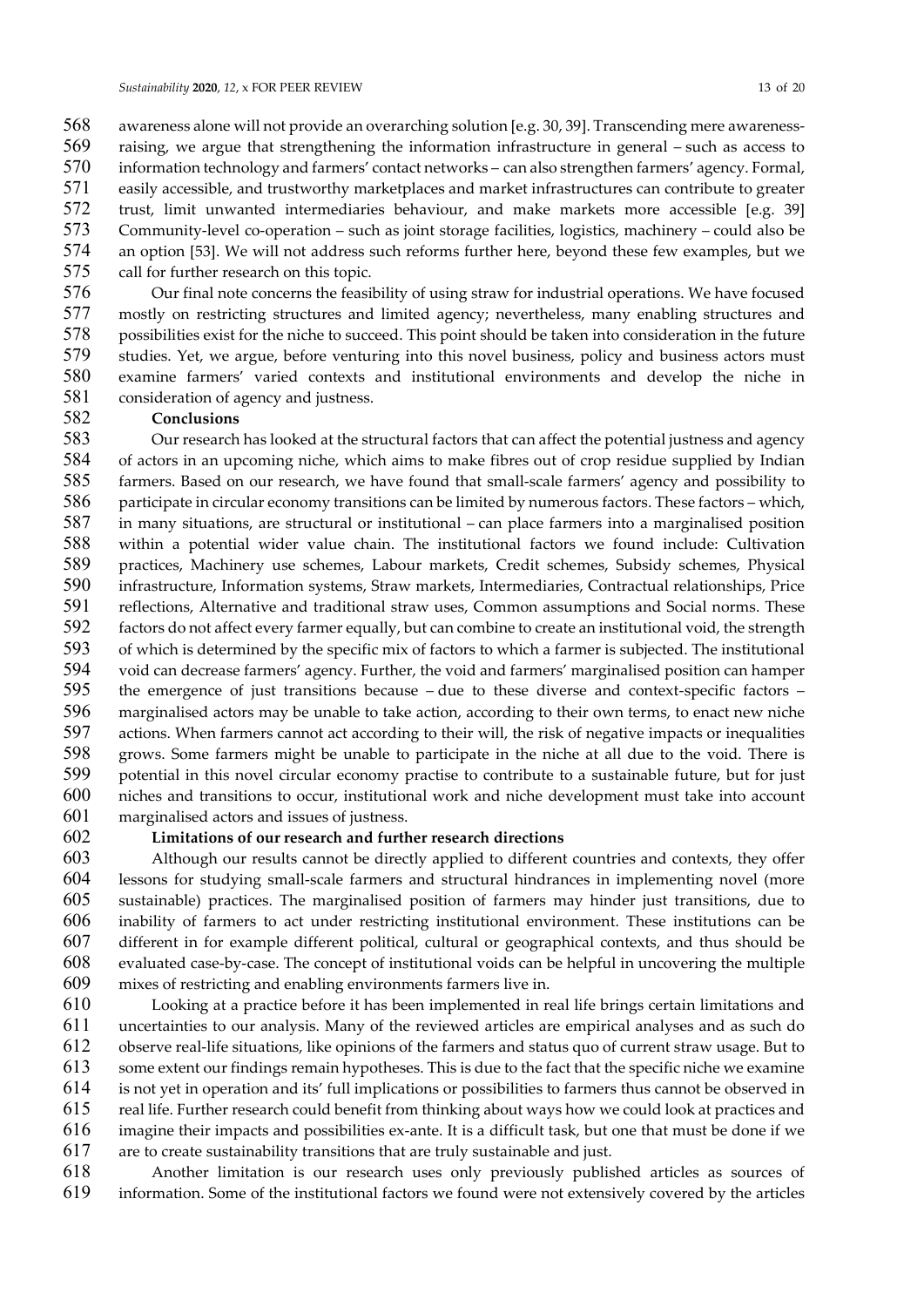awareness alone will not provide an overarching solution [e.g. 30, 39]. Transcending mere awareness-raising, we argue that strengthening the information infrastructure in general – such as access to information technology and farmers' contact networks – can also strengthen farmers' agency. Formal, easily accessible, and trustworthy marketplaces and market infrastructures can contribute to greater trust, limit unwanted intermediaries behaviour, and make markets more accessible [e.g. 39] Community-level co-operation – such as joint storage facilities, logistics, machinery – could also be an option [53]. We will not address such reforms further here, beyond these few examples, but we call for further research on this topic.

Our final note concerns the feasibility of using straw for industrial operations. We have focused mostly on restricting structures and limited agency; nevertheless, many enabling structures and possibilities exist for the niche to succeed. This point should be taken into consideration in the future studies. Yet, we argue, before venturing into this novel business, policy and business actors must examine farmers' varied contexts and institutional environments and develop the niche in consideration of agency and justness.

## Conclusions

Our research has looked at the structural factors that can affect the potential justness and agency of actors in an upcoming niche, which aims to make fibres out of crop residue supplied by Indian farmers. Based on our research, we have found that small-scale farmers' agency and possibility to participate in circular economy transitions can be limited by numerous factors. These factors – which, in many situations, are structural or institutional – can place farmers into a marginalised position within a potential wider value chain. The institutional factors we found include: Cultivation practices, Machinery use schemes, Labour markets, Credit schemes, Subsidy schemes, Physical infrastructure, Information systems, Straw markets, Intermediaries, Contractual relationships, Price reflections, Alternative and traditional straw uses, Common assumptions and Social norms. These factors do not affect every farmer equally, but can combine to create an institutional void, the strength of which is determined by the specific mix of factors to which a farmer is subjected. The institutional void can decrease farmers' agency. Further, the void and farmers' marginalised position can hamper the emergence of just transitions because – due to these diverse and context-specific factors – marginalised actors may be unable to take action, according to their own terms, to enact new niche actions. When farmers cannot act according to their will, the risk of negative impacts or inequalities grows. Some farmers might be unable to participate in the niche at all due to the void. There is potential in this novel circular economy practise to contribute to a sustainable future, but for just niches and transitions to occur, institutional work and niche development must take into account marginalised actors and issues of justness.

## Limitations of our research and further research directions

Although our results cannot be directly applied to different countries and contexts, they offer lessons for studying small-scale farmers and structural hindrances in implementing novel (more sustainable) practices. The marginalised position of farmers may hinder just transitions, due to inability of farmers to act under restricting institutional environment. These institutions can be different in for example different political, cultural or geographical contexts, and thus should be evaluated case-by-case. The concept of institutional voids can be helpful in uncovering the multiple mixes of restricting and enabling environments farmers live in.

Looking at a practice before it has been implemented in real life brings certain limitations and uncertainties to our analysis. Many of the reviewed articles are empirical analyses and as such do observe real-life situations, like opinions of the farmers and status quo of current straw usage. But to some extent our findings remain hypotheses. This is due to the fact that the specific niche we examine is not yet in operation and its' full implications or possibilities to farmers thus cannot be observed in real life. Further research could benefit from thinking about ways how we could look at practices and imagine their impacts and possibilities ex-ante. It is a difficult task, but one that must be done if we are to create sustainability transitions that are truly sustainable and just.

Another limitation is our research uses only previously published articles as sources of information. Some of the institutional factors we found were not extensively covered by the articles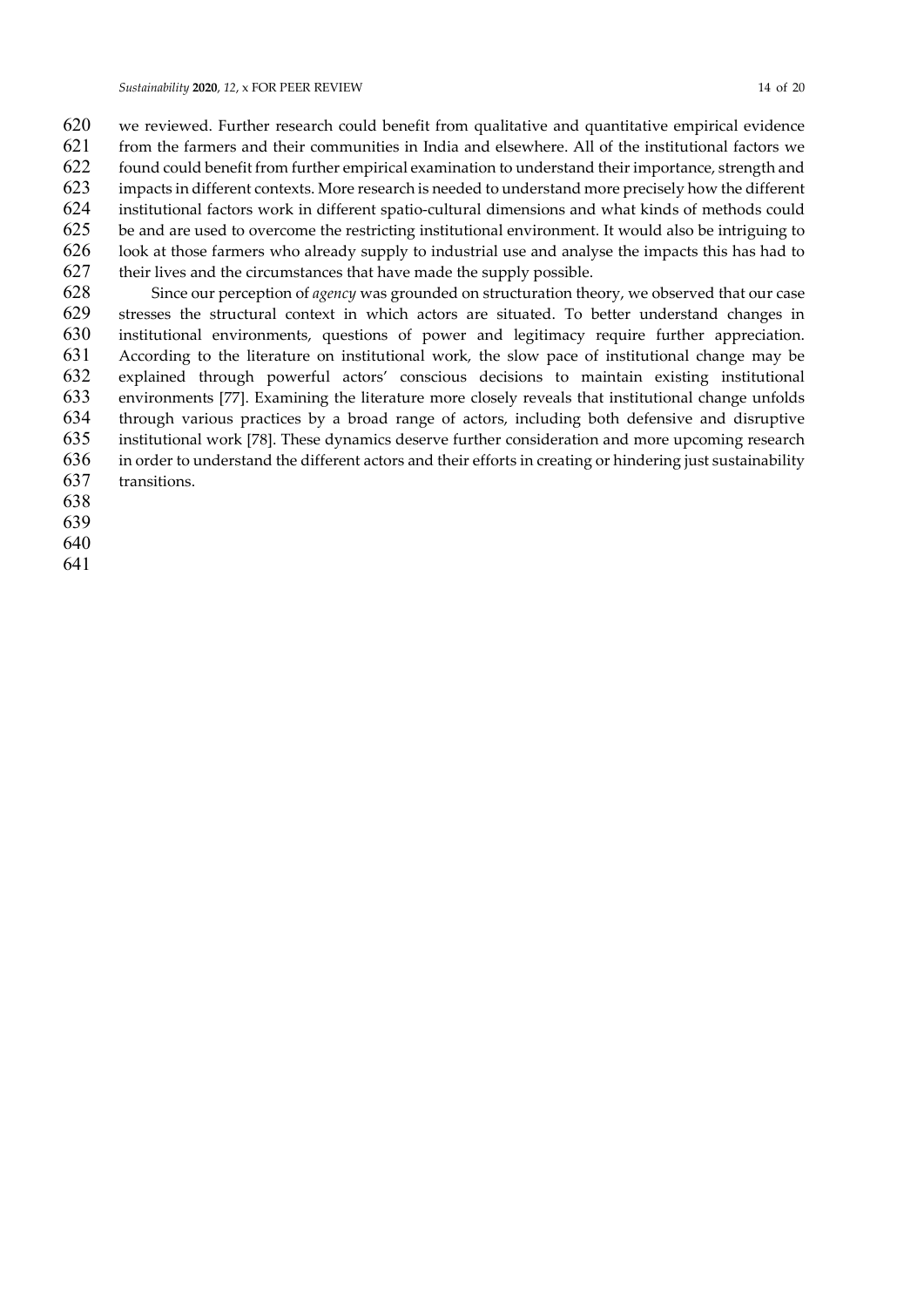we reviewed. Further research could benefit from qualitative and quantitative empirical evidence from the farmers and their communities in India and elsewhere. All of the institutional factors we found could benefit from further empirical examination to understand their importance, strength and impacts in different contexts. More research is needed to understand more precisely how the different institutional factors work in different spatio-cultural dimensions and what kinds of methods could be and are used to overcome the restricting institutional environment. It would also be intriguing to look at those farmers who already supply to industrial use and analyse the impacts this has had to their lives and the circumstances that have made the supply possible.

Since our perception of *agency* was grounded on structuration theory, we observed that our case stresses the structural context in which actors are situated. To better understand changes in institutional environments, questions of power and legitimacy require further appreciation. According to the literature on institutional work, the slow pace of institutional change may be explained through powerful actors' conscious decisions to maintain existing institutional environments [77]. Examining the literature more closely reveals that institutional change unfolds through various practices by a broad range of actors, including both defensive and disruptive institutional work [78]. These dynamics deserve further consideration and more upcoming research in order to understand the different actors and their efforts in creating or hindering just sustainability transitions.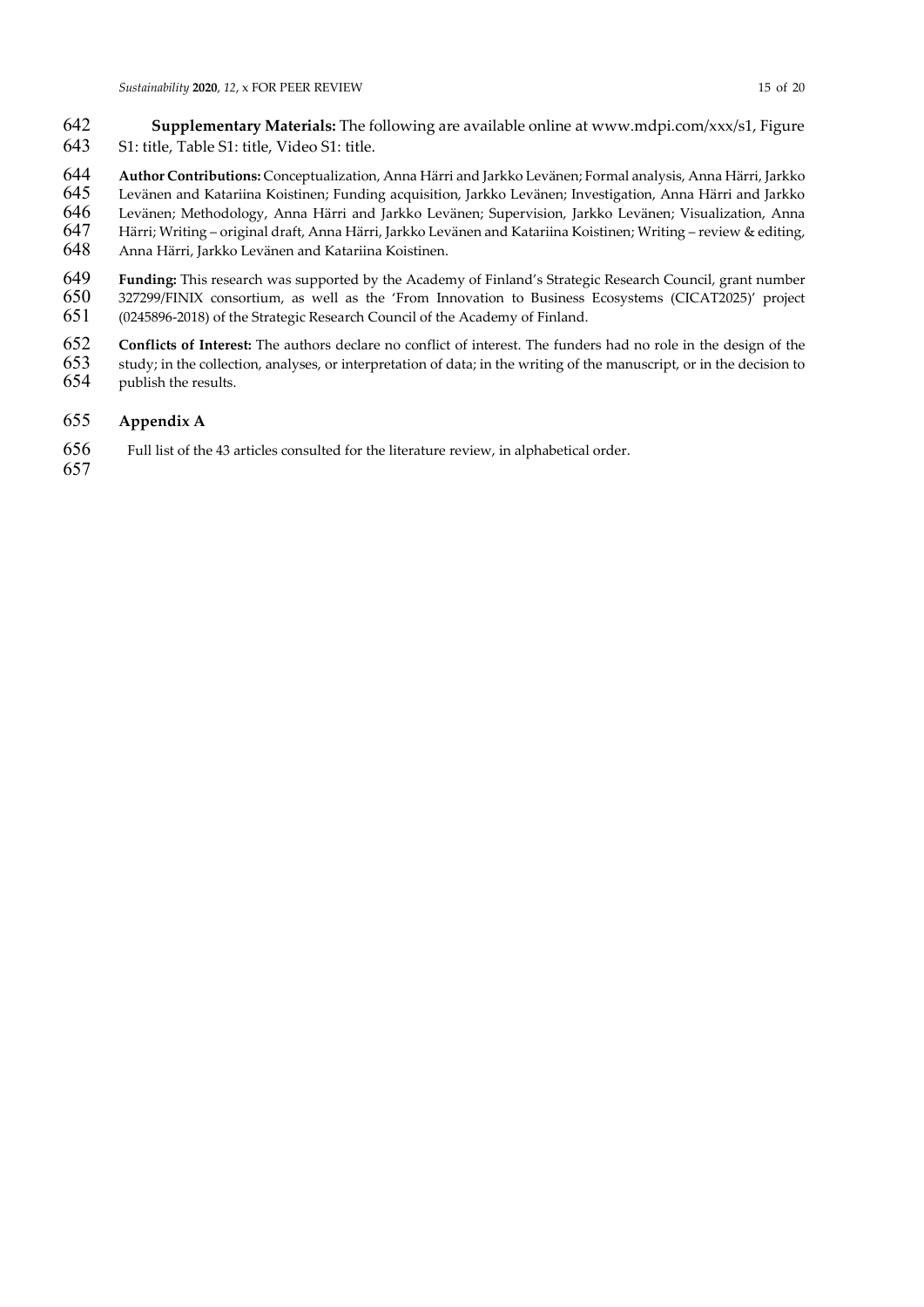**Supplementary Materials:** The following are available online at www.mdpi.com/xxx/s1, Figure S1: title, Table S1: title, Video S1: title.

**Author Contributions:** Conceptualization, Anna Härri and Jarkko Levänen; Formal analysis, Anna Härri, Jarkko Levänen and Katariina Koistinen; Funding acquisition, Jarkko Levänen; Investigation, Anna Härri and Jarkko Levänen; Methodology, Anna Härri and Jarkko Levänen; Supervision, Jarkko Levänen; Visualization, Anna Härri; Writing – original draft, Anna Härri, Jarkko Levänen and Katariina Koistinen; Writing – review & editing, Anna Härri, Jarkko Levänen and Katariina Koistinen.

**Funding:** This research was supported by the Academy of Finland's Strategic Research Council, grant number 327299/FINIX consortium, as well as the 'From Innovation to Business Ecosystems (CICAT2025)' project (0245896-2018) of the Strategic Research Council of the Academy of Finland.

**Conflicts of Interest:** The authors declare no conflict of interest. The funders had no role in the design of the study; in the collection, analyses, or interpretation of data; in the writing of the manuscript, or in the decision to publish the results.

## Appendix A

Full list of the 43 articles consulted for the literature review, in alphabetical order.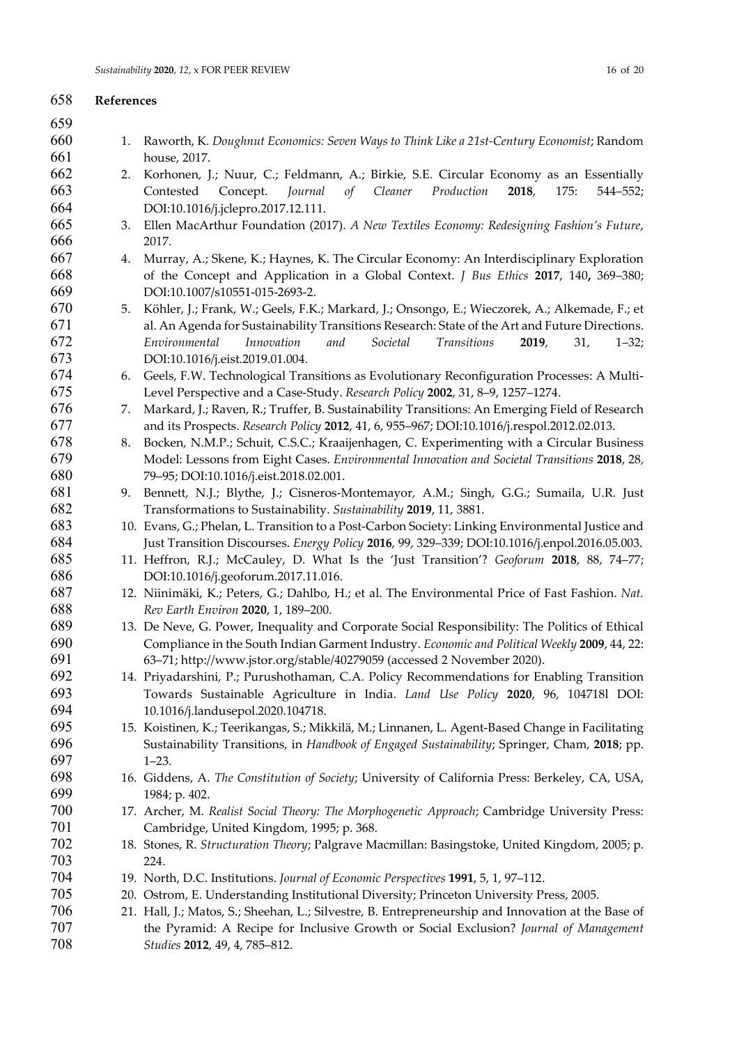## References

1. Raworth, K. *Doughnut Economics: Seven Ways to Think Like a 21st-Century Economist*; Random house, 2017.
2. Korhonen, J.; Nuur, C.; Feldmann, A.; Birkie, S.E. Circular Economy as an Essentially Contested Concept. *Journal of Cleaner Production* **2018**, 175: 544–552; DOI:10.1016/j.jclepro.2017.12.111.
3. Ellen MacArthur Foundation (2017). *A New Textiles Economy: Redesigning Fashion's Future*, 2017.
4. Murray, A.; Skene, K.; Haynes, K. The Circular Economy: An Interdisciplinary Exploration of the Concept and Application in a Global Context. *J Bus Ethics* **2017**, 140**,** 369–380; DOI:10.1007/s10551-015-2693-2.
5. Köhler, J.; Frank, W.; Geels, F.K.; Markard, J.; Onsongo, E.; Wieczorek, A.; Alkemade, F.; et al. An Agenda for Sustainability Transitions Research: State of the Art and Future Directions. *Environmental Innovation and Societal Transitions* **2019**, 31, 1–32; DOI:10.1016/j.eist.2019.01.004.
6. Geels, F.W. Technological Transitions as Evolutionary Reconfiguration Processes: A Multi-Level Perspective and a Case-Study. *Research Policy* **2002**, 31, 8–9, 1257–1274.
7. Markard, J.; Raven, R.; Truffer, B. Sustainability Transitions: An Emerging Field of Research and its Prospects. *Research Policy* **2012**, 41, 6, 955–967; DOI:10.1016/j.respol.2012.02.013.
8. Bocken, N.M.P.; Schuit, C.S.C.; Kraaijenhagen, C. Experimenting with a Circular Business Model: Lessons from Eight Cases. *Environmental Innovation and Societal Transitions* **2018**, 28, 79–95; DOI:10.1016/j.eist.2018.02.001.
9. Bennett, N.J.; Blythe, J.; Cisneros-Montemayor, A.M.; Singh, G.G.; Sumaila, U.R. Just Transformations to Sustainability. *Sustainability* **2019**, 11, 3881.
10. Evans, G.; Phelan, L. Transition to a Post-Carbon Society: Linking Environmental Justice and Just Transition Discourses. *Energy Policy* **2016**, 99, 329–339; DOI:10.1016/j.enpol.2016.05.003.
11. Heffron, R.J.; McCauley, D. What Is the 'Just Transition'? *Geoforum* **2018**, 88, 74–77; DOI:10.1016/j.geoforum.2017.11.016.
12. Niinimäki, K.; Peters, G.; Dahlbo, H.; et al. The Environmental Price of Fast Fashion. *Nat. Rev Earth Environ* **2020**, 1, 189–200.
13. De Neve, G. Power, Inequality and Corporate Social Responsibility: The Politics of Ethical Compliance in the South Indian Garment Industry. *Economic and Political Weekly* **2009**, 44, 22: 63–71; http://www.jstor.org/stable/40279059 (accessed 2 November 2020).
14. Priyadarshini, P.; Purushothaman, C.A. Policy Recommendations for Enabling Transition Towards Sustainable Agriculture in India. *Land Use Policy* **2020**, 96, 104718l DOI: 10.1016/j.landusepol.2020.104718.
15. Koistinen, K.; Teerikangas, S.; Mikkilä, M.; Linnanen, L. Agent-Based Change in Facilitating Sustainability Transitions, in *Handbook of Engaged Sustainability*; Springer, Cham, **2018**; pp. 1–23.
16. Giddens, A. *The Constitution of Society*; University of California Press: Berkeley, CA, USA, 1984; p. 402.
17. Archer, M. *Realist Social Theory: The Morphogenetic Approach*; Cambridge University Press: Cambridge, United Kingdom, 1995; p. 368.
18. Stones, R. *Structuration Theory*; Palgrave Macmillan: Basingstoke, United Kingdom, 2005; p. 224.
19. North, D.C. Institutions. *Journal of Economic Perspectives* **1991**, 5, 1, 97–112.
20. Ostrom, E. Understanding Institutional Diversity; Princeton University Press, 2005.
21. Hall, J.; Matos, S.; Sheehan, L.; Silvestre, B. Entrepreneurship and Innovation at the Base of the Pyramid: A Recipe for Inclusive Growth or Social Exclusion? *Journal of Management Studies* **2012**, 49, 4, 785–812.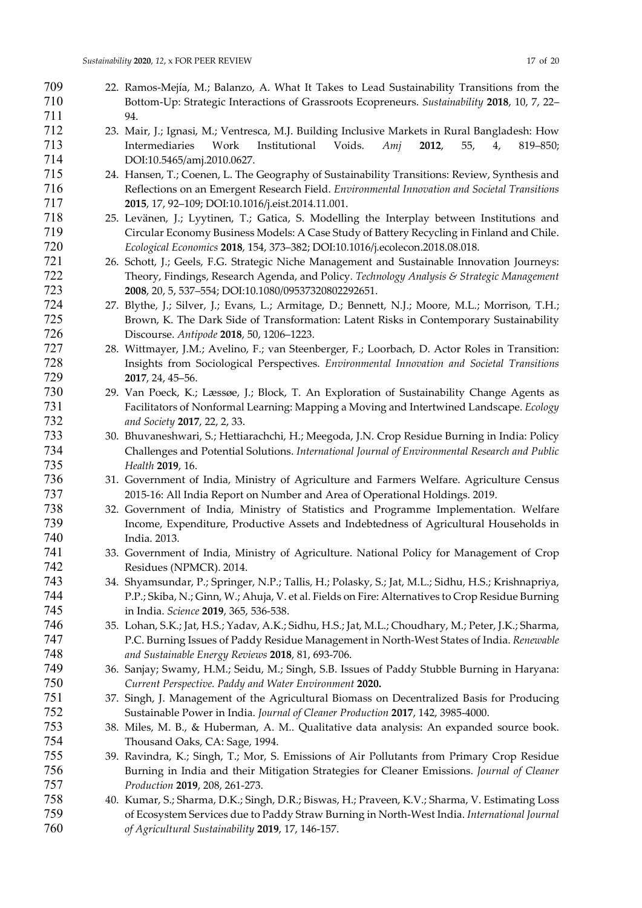22. Ramos-Mejía, M.; Balanzo, A. What It Takes to Lead Sustainability Transitions from the Bottom-Up: Strategic Interactions of Grassroots Ecopreneurs. *Sustainability* **2018**, 10, 7, 22–94.
23. Mair, J.; Ignasi, M.; Ventresca, M.J. Building Inclusive Markets in Rural Bangladesh: How Intermediaries Work Institutional Voids. *Amj* **2012**, 55, 4, 819–850; DOI:10.5465/amj.2010.0627.
24. Hansen, T.; Coenen, L. The Geography of Sustainability Transitions: Review, Synthesis and Reflections on an Emergent Research Field. *Environmental Innovation and Societal Transitions* **2015**, 17, 92–109; DOI:10.1016/j.eist.2014.11.001.
25. Levänen, J.; Lyytinen, T.; Gatica, S. Modelling the Interplay between Institutions and Circular Economy Business Models: A Case Study of Battery Recycling in Finland and Chile. *Ecological Economics* **2018**, 154, 373–382; DOI:10.1016/j.ecolecon.2018.08.018.
26. Schott, J.; Geels, F.G. Strategic Niche Management and Sustainable Innovation Journeys: Theory, Findings, Research Agenda, and Policy. *Technology Analysis & Strategic Management* **2008**, 20, 5, 537–554; DOI:10.1080/09537320802292651.
27. Blythe, J.; Silver, J.; Evans, L.; Armitage, D.; Bennett, N.J.; Moore, M.L.; Morrison, T.H.; Brown, K. The Dark Side of Transformation: Latent Risks in Contemporary Sustainability Discourse. *Antipode* **2018**, 50, 1206–1223.
28. Wittmayer, J.M.; Avelino, F.; van Steenberger, F.; Loorbach, D. Actor Roles in Transition: Insights from Sociological Perspectives. *Environmental Innovation and Societal Transitions* **2017**, 24, 45–56.
29. Van Poeck, K.; Læssøe, J.; Block, T. An Exploration of Sustainability Change Agents as Facilitators of Nonformal Learning: Mapping a Moving and Intertwined Landscape. *Ecology and Society* **2017**, 22, 2, 33.
30. Bhuvaneshwari, S.; Hettiarachchi, H.; Meegoda, J.N. Crop Residue Burning in India: Policy Challenges and Potential Solutions. *International Journal of Environmental Research and Public Health* **2019**, 16.
31. Government of India, Ministry of Agriculture and Farmers Welfare. Agriculture Census 2015-16: All India Report on Number and Area of Operational Holdings. 2019.
32. Government of India, Ministry of Statistics and Programme Implementation. Welfare Income, Expenditure, Productive Assets and Indebtedness of Agricultural Households in India. 2013.
33. Government of India, Ministry of Agriculture. National Policy for Management of Crop Residues (NPMCR). 2014.
34. Shyamsundar, P.; Springer, N.P.; Tallis, H.; Polasky, S.; Jat, M.L.; Sidhu, H.S.; Krishnapriya, P.P.; Skiba, N.; Ginn, W.; Ahuja, V. et al. Fields on Fire: Alternatives to Crop Residue Burning in India. *Science* **2019**, 365, 536-538.
35. Lohan, S.K.; Jat, H.S.; Yadav, A.K.; Sidhu, H.S.; Jat, M.L.; Choudhary, M.; Peter, J.K.; Sharma, P.C. Burning Issues of Paddy Residue Management in North-West States of India. *Renewable and Sustainable Energy Reviews* **2018**, 81, 693-706.
36. Sanjay; Swamy, H.M.; Seidu, M.; Singh, S.B. Issues of Paddy Stubble Burning in Haryana: *Current Perspective. Paddy and Water Environment* **2020.**
37. Singh, J. Management of the Agricultural Biomass on Decentralized Basis for Producing Sustainable Power in India. *Journal of Cleaner Production* **2017**, 142, 3985-4000.
38. Miles, M. B., & Huberman, A. M.. Qualitative data analysis: An expanded source book. Thousand Oaks, CA: Sage, 1994.
39. Ravindra, K.; Singh, T.; Mor, S. Emissions of Air Pollutants from Primary Crop Residue Burning in India and their Mitigation Strategies for Cleaner Emissions. *Journal of Cleaner Production* **2019**, 208, 261-273.
40. Kumar, S.; Sharma, D.K.; Singh, D.R.; Biswas, H.; Praveen, K.V.; Sharma, V. Estimating Loss of Ecosystem Services due to Paddy Straw Burning in North-West India. *International Journal of Agricultural Sustainability* **2019**, 17, 146-157.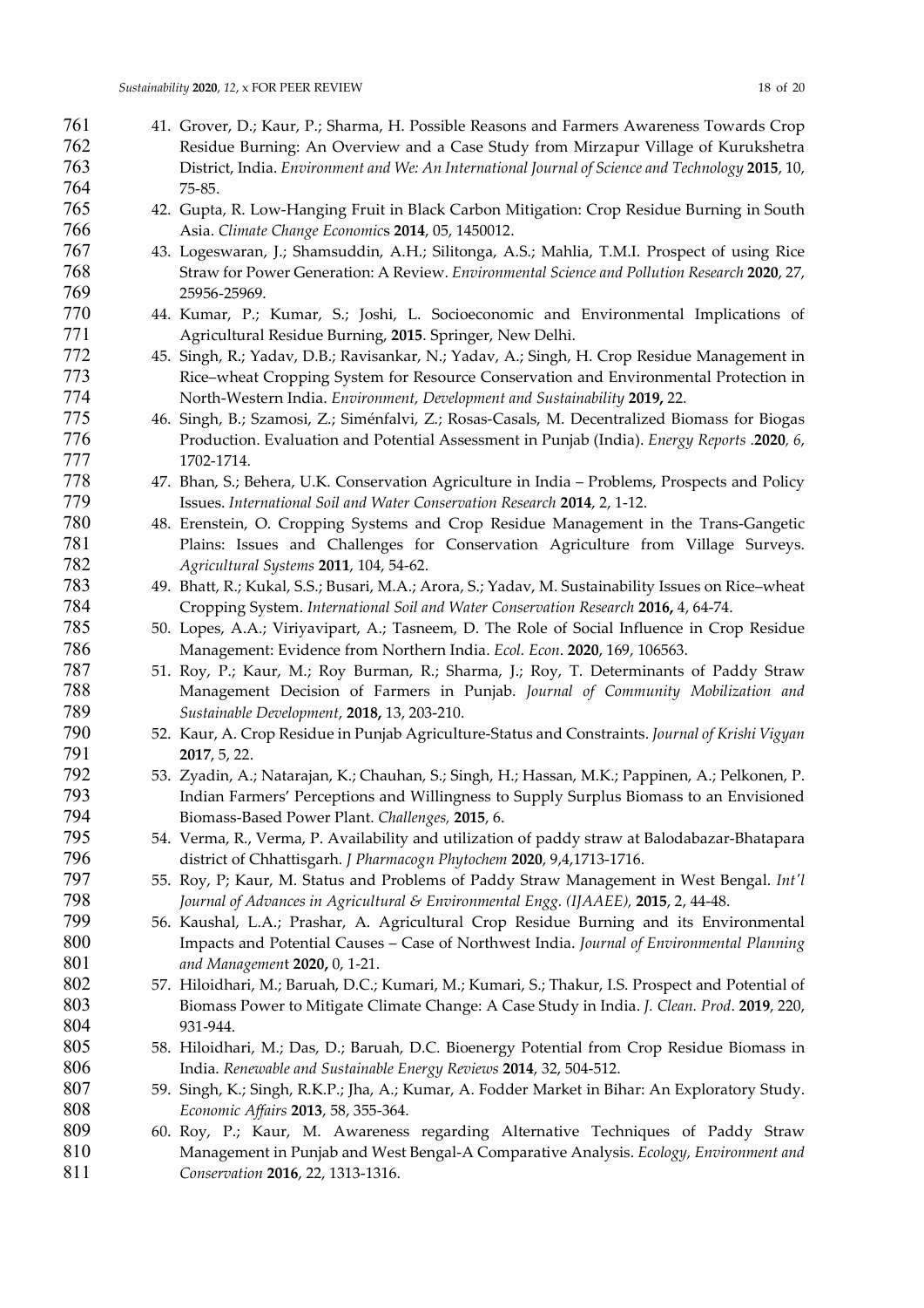41. Grover, D.; Kaur, P.; Sharma, H. Possible Reasons and Farmers Awareness Towards Crop Residue Burning: An Overview and a Case Study from Mirzapur Village of Kurukshetra District, India. *Environment and We: An International Journal of Science and Technology* **2015**, 10, 75-85.
42. Gupta, R. Low-Hanging Fruit in Black Carbon Mitigation: Crop Residue Burning in South Asia. *Climate Change Economics* **2014**, 05, 1450012.
43. Logeswaran, J.; Shamsuddin, A.H.; Silitonga, A.S.; Mahlia, T.M.I. Prospect of using Rice Straw for Power Generation: A Review. *Environmental Science and Pollution Research* **2020**, 27, 25956-25969.
44. Kumar, P.; Kumar, S.; Joshi, L. Socioeconomic and Environmental Implications of Agricultural Residue Burning, **2015**. Springer, New Delhi.
45. Singh, R.; Yadav, D.B.; Ravisankar, N.; Yadav, A.; Singh, H. Crop Residue Management in Rice–wheat Cropping System for Resource Conservation and Environmental Protection in North-Western India. *Environment, Development and Sustainability* **2019,** 22.
46. Singh, B.; Szamosi, Z.; Siménfalvi, Z.; Rosas-Casals, M. Decentralized Biomass for Biogas Production. Evaluation and Potential Assessment in Punjab (India). *Energy Reports* .**2020**, *6*, 1702-1714.
47. Bhan, S.; Behera, U.K. Conservation Agriculture in India – Problems, Prospects and Policy Issues. *International Soil and Water Conservation Research* **2014**, 2, 1-12.
48. Erenstein, O. Cropping Systems and Crop Residue Management in the Trans-Gangetic Plains: Issues and Challenges for Conservation Agriculture from Village Surveys. *Agricultural Systems* **2011**, 104, 54-62.
49. Bhatt, R.; Kukal, S.S.; Busari, M.A.; Arora, S.; Yadav, M. Sustainability Issues on Rice–wheat Cropping System. *International Soil and Water Conservation Research* **2016,** 4, 64-74.
50. Lopes, A.A.; Viriyavipart, A.; Tasneem, D. The Role of Social Influence in Crop Residue Management: Evidence from Northern India. *Ecol. Econ*. **2020**, 169, 106563.
51. Roy, P.; Kaur, M.; Roy Burman, R.; Sharma, J.; Roy, T. Determinants of Paddy Straw Management Decision of Farmers in Punjab. *Journal of Community Mobilization and Sustainable Development*, **2018,** 13, 203-210.
52. Kaur, A. Crop Residue in Punjab Agriculture-Status and Constraints. *Journal of Krishi Vigyan* **2017**, 5, 22.
53. Zyadin, A.; Natarajan, K.; Chauhan, S.; Singh, H.; Hassan, M.K.; Pappinen, A.; Pelkonen, P. Indian Farmers' Perceptions and Willingness to Supply Surplus Biomass to an Envisioned Biomass-Based Power Plant. *Challenges,* **2015**, 6.
54. Verma, R., Verma, P. Availability and utilization of paddy straw at Balodabazar-Bhatapara district of Chhattisgarh. *J Pharmacogn Phytochem* **2020**, 9,4,1713-1716.
55. Roy, P; Kaur, M. Status and Problems of Paddy Straw Management in West Bengal. *Int'l Journal of Advances in Agricultural & Environmental Engg. (IJAAEE),* **2015**, 2, 44-48.
56. Kaushal, L.A.; Prashar, A. Agricultural Crop Residue Burning and its Environmental Impacts and Potential Causes – Case of Northwest India. *Journal of Environmental Planning and Management* **2020,** 0, 1-21.
57. Hiloidhari, M.; Baruah, D.C.; Kumari, M.; Kumari, S.; Thakur, I.S. Prospect and Potential of Biomass Power to Mitigate Climate Change: A Case Study in India. *J. Clean. Prod*. **2019**, 220, 931-944.
58. Hiloidhari, M.; Das, D.; Baruah, D.C. Bioenergy Potential from Crop Residue Biomass in India. *Renewable and Sustainable Energy Reviews* **2014**, 32, 504-512.
59. Singh, K.; Singh, R.K.P.; Jha, A.; Kumar, A. Fodder Market in Bihar: An Exploratory Study. *Economic Affairs* **2013**, 58, 355-364.
60. Roy, P.; Kaur, M. Awareness regarding Alternative Techniques of Paddy Straw Management in Punjab and West Bengal-A Comparative Analysis. *Ecology, Environment and Conservation* **2016**, 22, 1313-1316.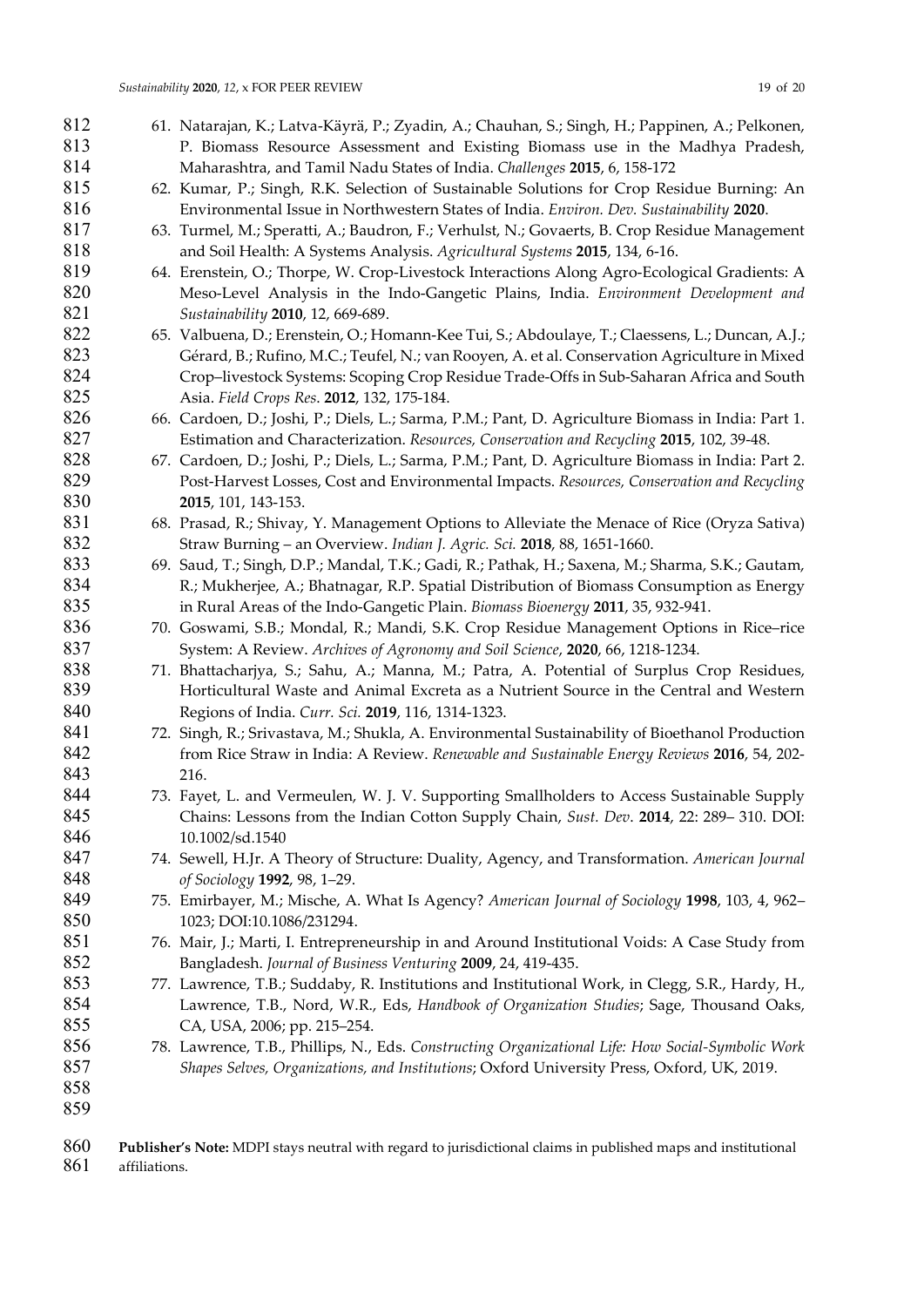61. Natarajan, K.; Latva-Käyrä, P.; Zyadin, A.; Chauhan, S.; Singh, H.; Pappinen, A.; Pelkonen, P. Biomass Resource Assessment and Existing Biomass use in the Madhya Pradesh, Maharashtra, and Tamil Nadu States of India. *Challenges* **2015**, 6, 158-172
62. Kumar, P.; Singh, R.K. Selection of Sustainable Solutions for Crop Residue Burning: An Environmental Issue in Northwestern States of India. *Environ. Dev. Sustainability* **2020**.
63. Turmel, M.; Speratti, A.; Baudron, F.; Verhulst, N.; Govaerts, B. Crop Residue Management and Soil Health: A Systems Analysis. *Agricultural Systems* **2015**, 134, 6-16.
64. Erenstein, O.; Thorpe, W. Crop-Livestock Interactions Along Agro-Ecological Gradients: A Meso-Level Analysis in the Indo-Gangetic Plains, India. *Environment Development and Sustainability* **2010**, 12, 669-689.
65. Valbuena, D.; Erenstein, O.; Homann-Kee Tui, S.; Abdoulaye, T.; Claessens, L.; Duncan, A.J.; Gérard, B.; Rufino, M.C.; Teufel, N.; van Rooyen, A. et al. Conservation Agriculture in Mixed Crop–livestock Systems: Scoping Crop Residue Trade-Offs in Sub-Saharan Africa and South Asia. *Field Crops Res*. **2012**, 132, 175-184.
66. Cardoen, D.; Joshi, P.; Diels, L.; Sarma, P.M.; Pant, D. Agriculture Biomass in India: Part 1. Estimation and Characterization. *Resources, Conservation and Recycling* **2015**, 102, 39-48.
67. Cardoen, D.; Joshi, P.; Diels, L.; Sarma, P.M.; Pant, D. Agriculture Biomass in India: Part 2. Post-Harvest Losses, Cost and Environmental Impacts. *Resources, Conservation and Recycling* **2015**, 101, 143-153.
68. Prasad, R.; Shivay, Y. Management Options to Alleviate the Menace of Rice (Oryza Sativa) Straw Burning – an Overview. *Indian J. Agric. Sci.* **2018**, 88, 1651-1660.
69. Saud, T.; Singh, D.P.; Mandal, T.K.; Gadi, R.; Pathak, H.; Saxena, M.; Sharma, S.K.; Gautam, R.; Mukherjee, A.; Bhatnagar, R.P. Spatial Distribution of Biomass Consumption as Energy in Rural Areas of the Indo-Gangetic Plain. *Biomass Bioenergy* **2011**, 35, 932-941.
70. Goswami, S.B.; Mondal, R.; Mandi, S.K. Crop Residue Management Options in Rice–rice System: A Review. *Archives of Agronomy and Soil Science*, **2020**, 66, 1218-1234.
71. Bhattacharjya, S.; Sahu, A.; Manna, M.; Patra, A. Potential of Surplus Crop Residues, Horticultural Waste and Animal Excreta as a Nutrient Source in the Central and Western Regions of India. *Curr. Sci.* **2019**, 116, 1314-1323.
72. Singh, R.; Srivastava, M.; Shukla, A. Environmental Sustainability of Bioethanol Production from Rice Straw in India: A Review. *Renewable and Sustainable Energy Reviews* **2016**, 54, 202-216.
73. Fayet, L. and Vermeulen, W. J. V. Supporting Smallholders to Access Sustainable Supply Chains: Lessons from the Indian Cotton Supply Chain, *Sust. Dev*. **2014**, 22: 289– 310. DOI: 10.1002/sd.1540
74. Sewell, H.Jr. A Theory of Structure: Duality, Agency, and Transformation. *American Journal of Sociology* **1992**, 98, 1–29.
75. Emirbayer, M.; Mische, A. What Is Agency? *American Journal of Sociology* **1998**, 103, 4, 962–1023; DOI:10.1086/231294.
76. Mair, J.; Marti, I. Entrepreneurship in and Around Institutional Voids: A Case Study from Bangladesh. *Journal of Business Venturing* **2009**, 24, 419-435.
77. Lawrence, T.B.; Suddaby, R. Institutions and Institutional Work, in Clegg, S.R., Hardy, H., Lawrence, T.B., Nord, W.R., Eds, *Handbook of Organization Studies*; Sage, Thousand Oaks, CA, USA, 2006; pp. 215–254.
78. Lawrence, T.B., Phillips, N., Eds. *Constructing Organizational Life: How Social-Symbolic Work Shapes Selves, Organizations, and Institutions*; Oxford University Press, Oxford, UK, 2019.

**Publisher's Note:** MDPI stays neutral with regard to jurisdictional claims in published maps and institutional affiliations.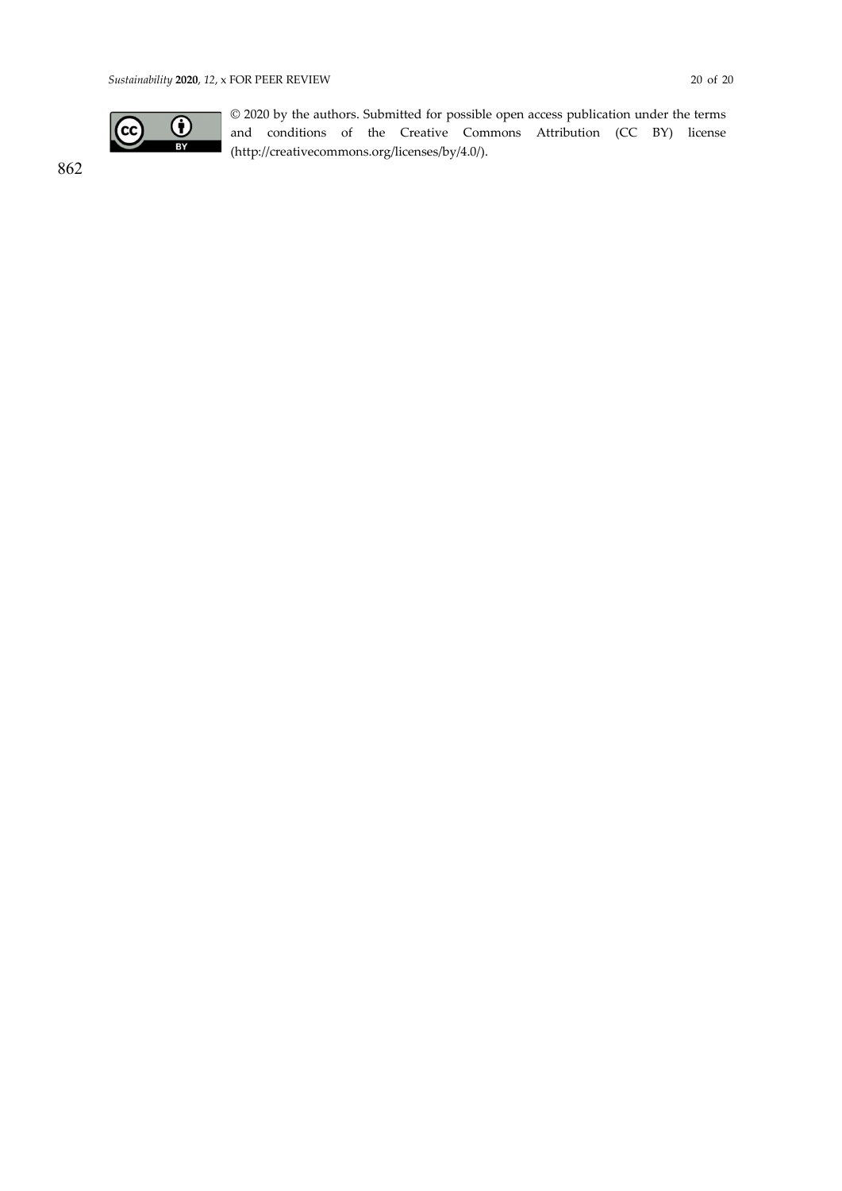© 2020 by the authors. Submitted for possible open access publication under the terms and conditions of the Creative Commons Attribution (CC BY) license (http://creativecommons.org/licenses/by/4.0/).